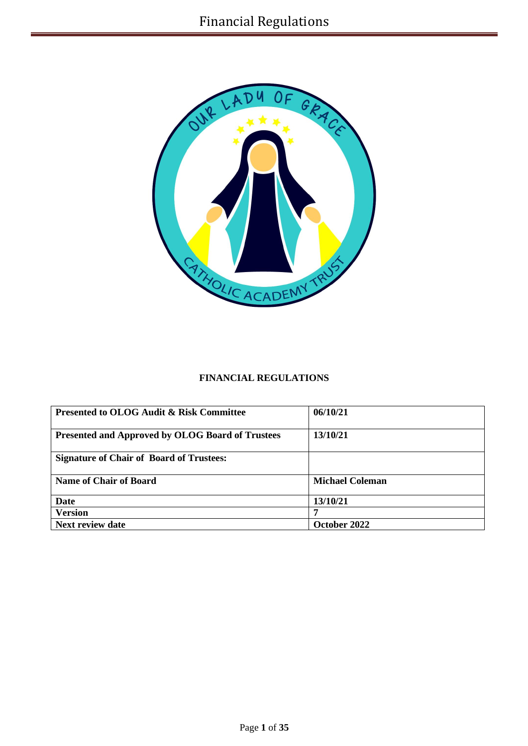# FINANCIAL REGULATIONS

| Presented to OLOG Audit & Risk Committee | 06/10/21 |
| --- | --- |
| Presented and Approved by OLOG Board of Trustees | 13/10/21 |
| Signature of Chair of Board of Trustees: | |
| Name of Chair of Board | Michael Coleman |
| Date | 13/10/21 |
| Version | 7 |
| Next review date | October 2022 |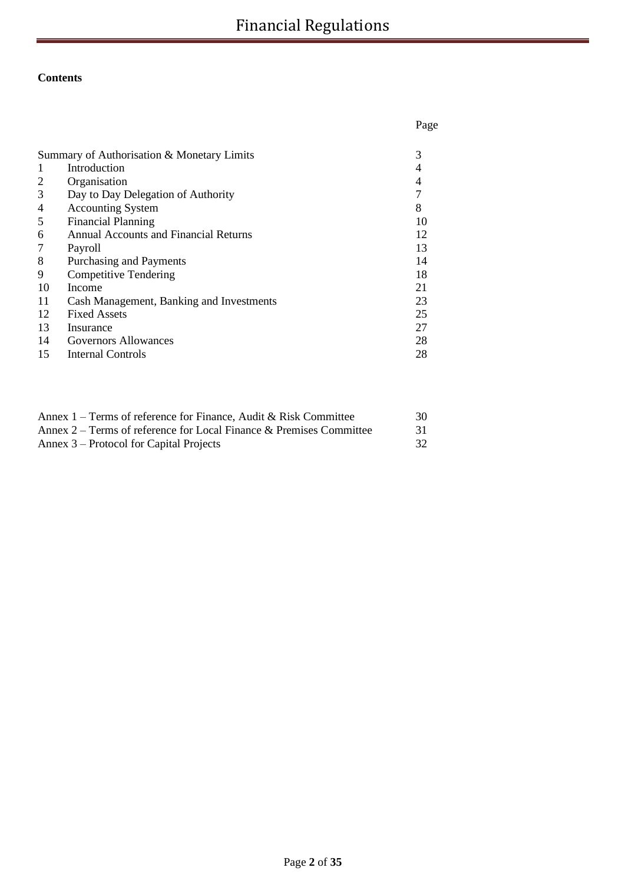**Contents**

| | | Page |
|---|---|---|
| Summary of Authorisation & Monetary Limits | | 3 |
| 1 | Introduction | 4 |
| 2 | Organisation | 4 |
| 3 | Day to Day Delegation of Authority | 7 |
| 4 | Accounting System | 8 |
| 5 | Financial Planning | 10 |
| 6 | Annual Accounts and Financial Returns | 12 |
| 7 | Payroll | 13 |
| 8 | Purchasing and Payments | 14 |
| 9 | Competitive Tendering | 18 |
| 10 | Income | 21 |
| 11 | Cash Management, Banking and Investments | 23 |
| 12 | Fixed Assets | 25 |
| 13 | Insurance | 27 |
| 14 | Governors Allowances | 28 |
| 15 | Internal Controls | 28 |

| | |
|---|---|
| Annex 1 – Terms of reference for Finance, Audit & Risk Committee | 30 |
| Annex 2 – Terms of reference for Local Finance & Premises Committee | 31 |
| Annex 3 – Protocol for Capital Projects | 32 |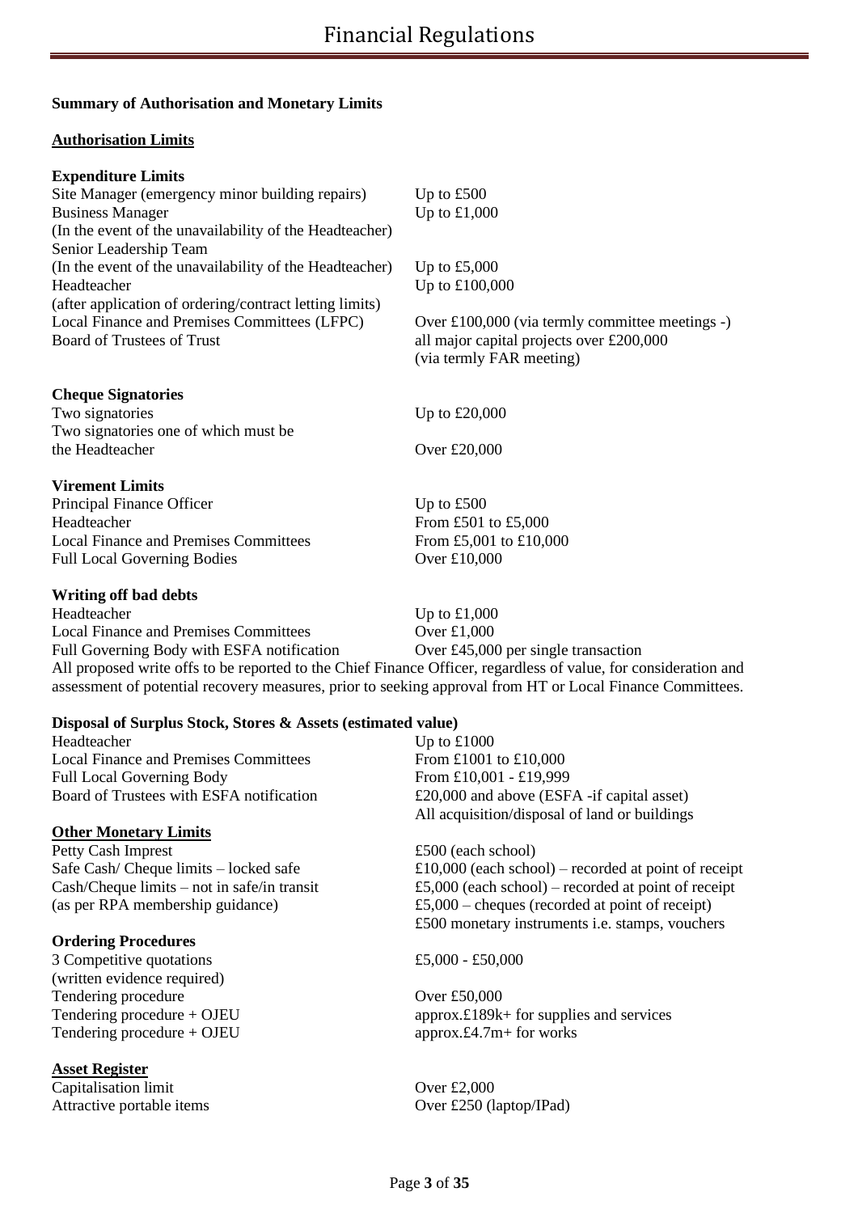**Summary of Authorisation and Monetary Limits**

**Authorisation Limits**

**Expenditure Limits**

| | |
|---|---|
| Site Manager (emergency minor building repairs) | Up to £500 |
| Business Manager (In the event of the unavailability of the Headteacher) | Up to £1,000 |
| Senior Leadership Team (In the event of the unavailability of the Headteacher) | Up to £5,000 |
| Headteacher (after application of ordering/contract letting limits) | Up to £100,000 |
| Local Finance and Premises Committees (LFPC) | Over £100,000 (via termly committee meetings -) |
| Board of Trustees of Trust | all major capital projects over £200,000 (via termly FAR meeting) |

**Cheque Signatories**

| | |
|---|---|
| Two signatories | Up to £20,000 |
| Two signatories one of which must be the Headteacher | Over £20,000 |

**Virement Limits**

| | |
|---|---|
| Principal Finance Officer | Up to £500 |
| Headteacher | From £501 to £5,000 |
| Local Finance and Premises Committees | From £5,001 to £10,000 |
| Full Local Governing Bodies | Over £10,000 |

**Writing off bad debts**

| | |
|---|---|
| Headteacher | Up to £1,000 |
| Local Finance and Premises Committees | Over £1,000 |
| Full Governing Body with ESFA notification | Over £45,000 per single transaction |

All proposed write offs to be reported to the Chief Finance Officer, regardless of value, for consideration and assessment of potential recovery measures, prior to seeking approval from HT or Local Finance Committees.

**Disposal of Surplus Stock, Stores & Assets (estimated value)**

| | |
|---|---|
| Headteacher | Up to £1000 |
| Local Finance and Premises Committees | From £1001 to £10,000 |
| Full Local Governing Body | From £10,001 - £19,999 |
| Board of Trustees with ESFA notification | £20,000 and above (ESFA -if capital asset) All acquisition/disposal of land or buildings |

**Other Monetary Limits**

| | |
|---|---|
| Petty Cash Imprest | £500 (each school) |
| Safe Cash/ Cheque limits – locked safe | £10,000 (each school) – recorded at point of receipt |
| Cash/Cheque limits – not in safe/in transit (as per RPA membership guidance) | £5,000 (each school) – recorded at point of receipt £5,000 – cheques (recorded at point of receipt) £500 monetary instruments i.e. stamps, vouchers |

**Ordering Procedures**

| | |
|---|---|
| 3 Competitive quotations (written evidence required) | £5,000 - £50,000 |
| Tendering procedure | Over £50,000 |
| Tendering procedure + OJEU | approx.£189k+ for supplies and services |
| Tendering procedure + OJEU | approx.£4.7m+ for works |

**Asset Register**

| | |
|---|---|
| Capitalisation limit | Over £2,000 |
| Attractive portable items | Over £250 (laptop/IPad) |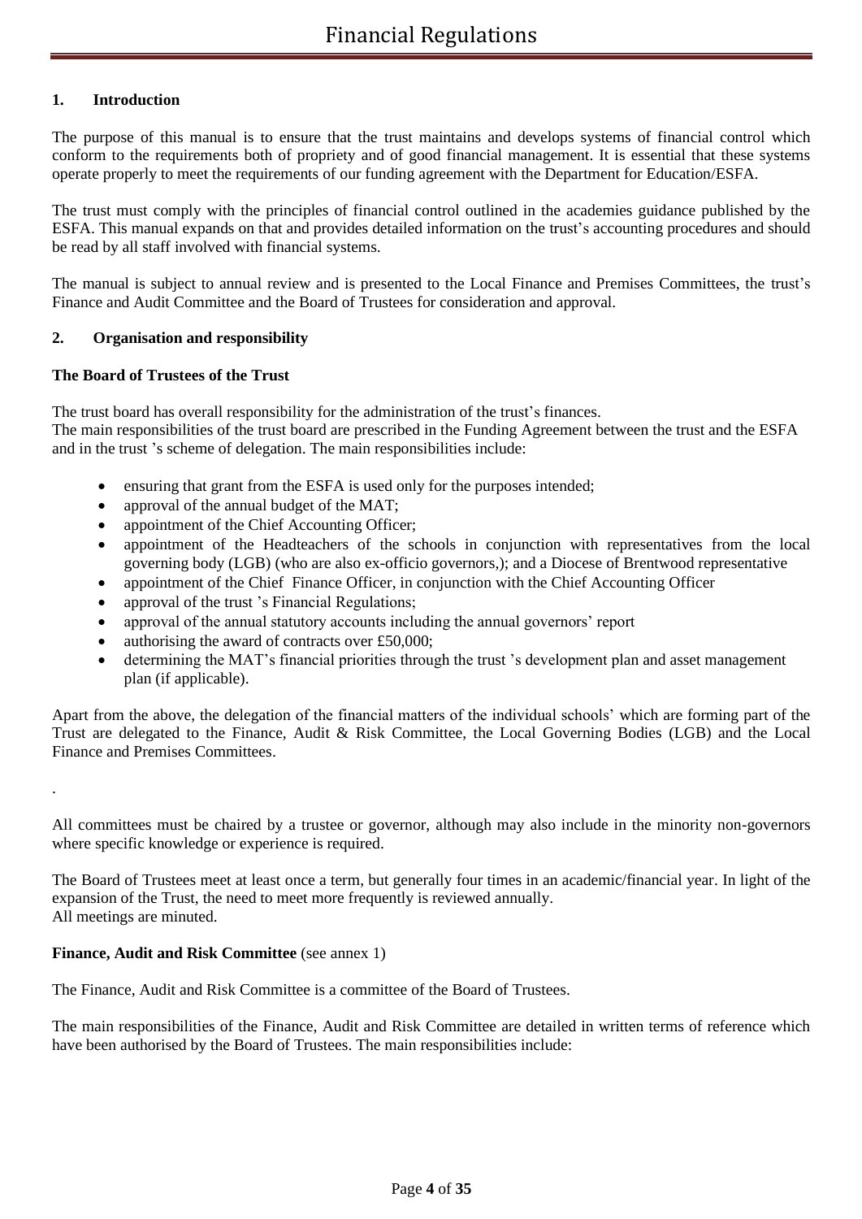## 1. Introduction

The purpose of this manual is to ensure that the trust maintains and develops systems of financial control which conform to the requirements both of propriety and of good financial management. It is essential that these systems operate properly to meet the requirements of our funding agreement with the Department for Education/ESFA.

The trust must comply with the principles of financial control outlined in the academies guidance published by the ESFA. This manual expands on that and provides detailed information on the trust's accounting procedures and should be read by all staff involved with financial systems.

The manual is subject to annual review and is presented to the Local Finance and Premises Committees, the trust's Finance and Audit Committee and the Board of Trustees for consideration and approval.

## 2. Organisation and responsibility

### The Board of Trustees of the Trust

The trust board has overall responsibility for the administration of the trust's finances.
The main responsibilities of the trust board are prescribed in the Funding Agreement between the trust and the ESFA and in the trust 's scheme of delegation. The main responsibilities include:

- ensuring that grant from the ESFA is used only for the purposes intended;
- approval of the annual budget of the MAT;
- appointment of the Chief Accounting Officer;
- appointment of the Headteachers of the schools in conjunction with representatives from the local governing body (LGB) (who are also ex-officio governors,); and a Diocese of Brentwood representative
- appointment of the Chief Finance Officer, in conjunction with the Chief Accounting Officer
- approval of the trust 's Financial Regulations;
- approval of the annual statutory accounts including the annual governors' report
- authorising the award of contracts over £50,000;
- determining the MAT's financial priorities through the trust 's development plan and asset management plan (if applicable).

Apart from the above, the delegation of the financial matters of the individual schools' which are forming part of the Trust are delegated to the Finance, Audit & Risk Committee, the Local Governing Bodies (LGB) and the Local Finance and Premises Committees.

.

All committees must be chaired by a trustee or governor, although may also include in the minority non-governors where specific knowledge or experience is required.

The Board of Trustees meet at least once a term, but generally four times in an academic/financial year. In light of the expansion of the Trust, the need to meet more frequently is reviewed annually.
All meetings are minuted.

### Finance, Audit and Risk Committee (see annex 1)

The Finance, Audit and Risk Committee is a committee of the Board of Trustees.

The main responsibilities of the Finance, Audit and Risk Committee are detailed in written terms of reference which have been authorised by the Board of Trustees. The main responsibilities include: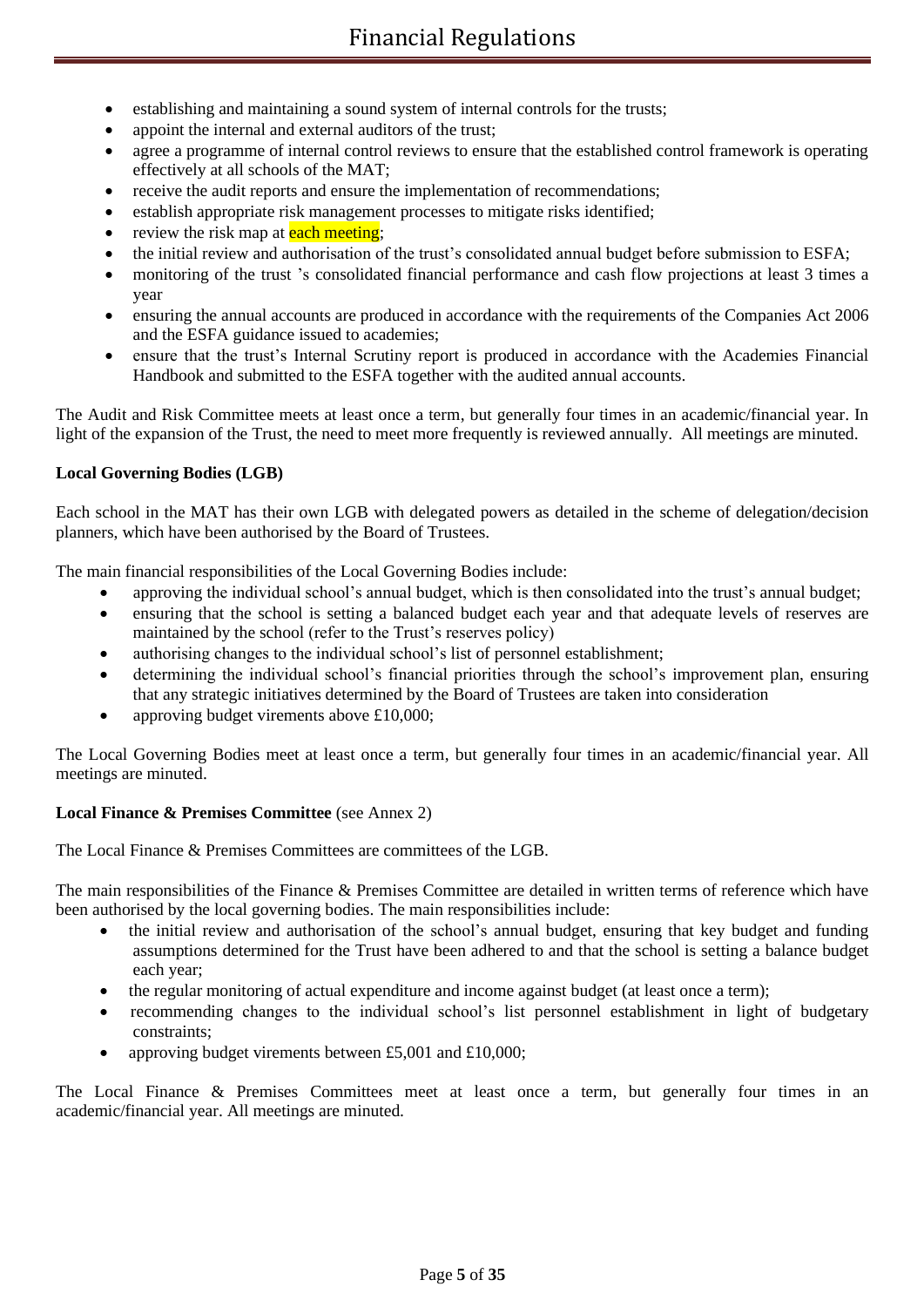- establishing and maintaining a sound system of internal controls for the trusts;
- appoint the internal and external auditors of the trust;
- agree a programme of internal control reviews to ensure that the established control framework is operating effectively at all schools of the MAT;
- receive the audit reports and ensure the implementation of recommendations;
- establish appropriate risk management processes to mitigate risks identified;
- review the risk map at each meeting;
- the initial review and authorisation of the trust's consolidated annual budget before submission to ESFA;
- monitoring of the trust 's consolidated financial performance and cash flow projections at least 3 times a year
- ensuring the annual accounts are produced in accordance with the requirements of the Companies Act 2006 and the ESFA guidance issued to academies;
- ensure that the trust's Internal Scrutiny report is produced in accordance with the Academies Financial Handbook and submitted to the ESFA together with the audited annual accounts.

The Audit and Risk Committee meets at least once a term, but generally four times in an academic/financial year. In light of the expansion of the Trust, the need to meet more frequently is reviewed annually. All meetings are minuted.

**Local Governing Bodies (LGB)**

Each school in the MAT has their own LGB with delegated powers as detailed in the scheme of delegation/decision planners, which have been authorised by the Board of Trustees.

The main financial responsibilities of the Local Governing Bodies include:

- approving the individual school's annual budget, which is then consolidated into the trust's annual budget;
- ensuring that the school is setting a balanced budget each year and that adequate levels of reserves are maintained by the school (refer to the Trust's reserves policy)
- authorising changes to the individual school's list of personnel establishment;
- determining the individual school's financial priorities through the school's improvement plan, ensuring that any strategic initiatives determined by the Board of Trustees are taken into consideration
- approving budget virements above £10,000;

The Local Governing Bodies meet at least once a term, but generally four times in an academic/financial year. All meetings are minuted.

**Local Finance & Premises Committee** (see Annex 2)

The Local Finance & Premises Committees are committees of the LGB.

The main responsibilities of the Finance & Premises Committee are detailed in written terms of reference which have been authorised by the local governing bodies. The main responsibilities include:

- the initial review and authorisation of the school's annual budget, ensuring that key budget and funding assumptions determined for the Trust have been adhered to and that the school is setting a balance budget each year;
- the regular monitoring of actual expenditure and income against budget (at least once a term);
- recommending changes to the individual school's list personnel establishment in light of budgetary constraints;
- approving budget virements between £5,001 and £10,000;

The Local Finance & Premises Committees meet at least once a term, but generally four times in an academic/financial year. All meetings are minuted.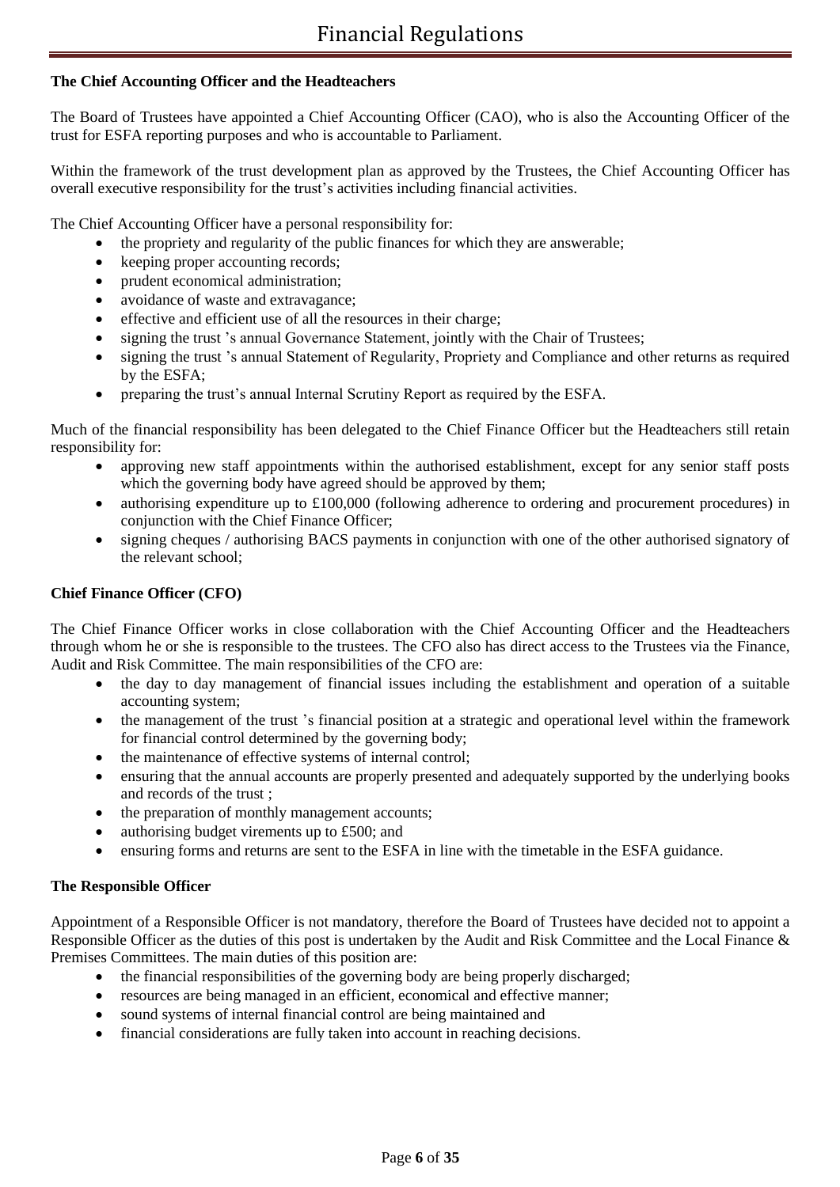**The Chief Accounting Officer and the Headteachers**

The Board of Trustees have appointed a Chief Accounting Officer (CAO), who is also the Accounting Officer of the trust for ESFA reporting purposes and who is accountable to Parliament.

Within the framework of the trust development plan as approved by the Trustees, the Chief Accounting Officer has overall executive responsibility for the trust's activities including financial activities.

The Chief Accounting Officer have a personal responsibility for:

- the propriety and regularity of the public finances for which they are answerable;
- keeping proper accounting records;
- prudent economical administration;
- avoidance of waste and extravagance;
- effective and efficient use of all the resources in their charge;
- signing the trust 's annual Governance Statement, jointly with the Chair of Trustees;
- signing the trust 's annual Statement of Regularity, Propriety and Compliance and other returns as required by the ESFA;
- preparing the trust's annual Internal Scrutiny Report as required by the ESFA.

Much of the financial responsibility has been delegated to the Chief Finance Officer but the Headteachers still retain responsibility for:

- approving new staff appointments within the authorised establishment, except for any senior staff posts which the governing body have agreed should be approved by them;
- authorising expenditure up to £100,000 (following adherence to ordering and procurement procedures) in conjunction with the Chief Finance Officer;
- signing cheques / authorising BACS payments in conjunction with one of the other authorised signatory of the relevant school;

**Chief Finance Officer (CFO)**

The Chief Finance Officer works in close collaboration with the Chief Accounting Officer and the Headteachers through whom he or she is responsible to the trustees. The CFO also has direct access to the Trustees via the Finance, Audit and Risk Committee. The main responsibilities of the CFO are:

- the day to day management of financial issues including the establishment and operation of a suitable accounting system;
- the management of the trust 's financial position at a strategic and operational level within the framework for financial control determined by the governing body;
- the maintenance of effective systems of internal control;
- ensuring that the annual accounts are properly presented and adequately supported by the underlying books and records of the trust ;
- the preparation of monthly management accounts;
- authorising budget virements up to £500; and
- ensuring forms and returns are sent to the ESFA in line with the timetable in the ESFA guidance.

**The Responsible Officer**

Appointment of a Responsible Officer is not mandatory, therefore the Board of Trustees have decided not to appoint a Responsible Officer as the duties of this post is undertaken by the Audit and Risk Committee and the Local Finance & Premises Committees. The main duties of this position are:

- the financial responsibilities of the governing body are being properly discharged;
- resources are being managed in an efficient, economical and effective manner;
- sound systems of internal financial control are being maintained and
- financial considerations are fully taken into account in reaching decisions.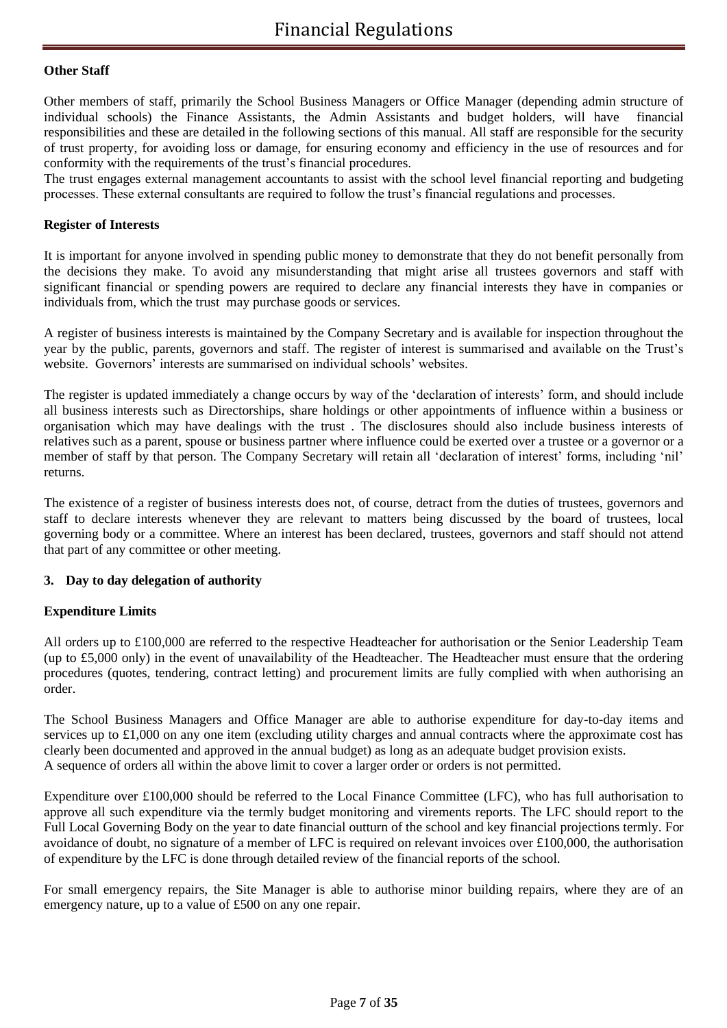**Other Staff**

Other members of staff, primarily the School Business Managers or Office Manager (depending admin structure of individual schools) the Finance Assistants, the Admin Assistants and budget holders, will have financial responsibilities and these are detailed in the following sections of this manual. All staff are responsible for the security of trust property, for avoiding loss or damage, for ensuring economy and efficiency in the use of resources and for conformity with the requirements of the trust's financial procedures.

The trust engages external management accountants to assist with the school level financial reporting and budgeting processes. These external consultants are required to follow the trust's financial regulations and processes.

**Register of Interests**

It is important for anyone involved in spending public money to demonstrate that they do not benefit personally from the decisions they make. To avoid any misunderstanding that might arise all trustees governors and staff with significant financial or spending powers are required to declare any financial interests they have in companies or individuals from, which the trust may purchase goods or services.

A register of business interests is maintained by the Company Secretary and is available for inspection throughout the year by the public, parents, governors and staff. The register of interest is summarised and available on the Trust's website. Governors' interests are summarised on individual schools' websites.

The register is updated immediately a change occurs by way of the 'declaration of interests' form, and should include all business interests such as Directorships, share holdings or other appointments of influence within a business or organisation which may have dealings with the trust . The disclosures should also include business interests of relatives such as a parent, spouse or business partner where influence could be exerted over a trustee or a governor or a member of staff by that person. The Company Secretary will retain all 'declaration of interest' forms, including 'nil' returns.

The existence of a register of business interests does not, of course, detract from the duties of trustees, governors and staff to declare interests whenever they are relevant to matters being discussed by the board of trustees, local governing body or a committee. Where an interest has been declared, trustees, governors and staff should not attend that part of any committee or other meeting.

**3. Day to day delegation of authority**

**Expenditure Limits**

All orders up to £100,000 are referred to the respective Headteacher for authorisation or the Senior Leadership Team (up to £5,000 only) in the event of unavailability of the Headteacher. The Headteacher must ensure that the ordering procedures (quotes, tendering, contract letting) and procurement limits are fully complied with when authorising an order.

The School Business Managers and Office Manager are able to authorise expenditure for day-to-day items and services up to £1,000 on any one item (excluding utility charges and annual contracts where the approximate cost has clearly been documented and approved in the annual budget) as long as an adequate budget provision exists.
A sequence of orders all within the above limit to cover a larger order or orders is not permitted.

Expenditure over £100,000 should be referred to the Local Finance Committee (LFC), who has full authorisation to approve all such expenditure via the termly budget monitoring and virements reports. The LFC should report to the Full Local Governing Body on the year to date financial outturn of the school and key financial projections termly. For avoidance of doubt, no signature of a member of LFC is required on relevant invoices over £100,000, the authorisation of expenditure by the LFC is done through detailed review of the financial reports of the school.

For small emergency repairs, the Site Manager is able to authorise minor building repairs, where they are of an emergency nature, up to a value of £500 on any one repair.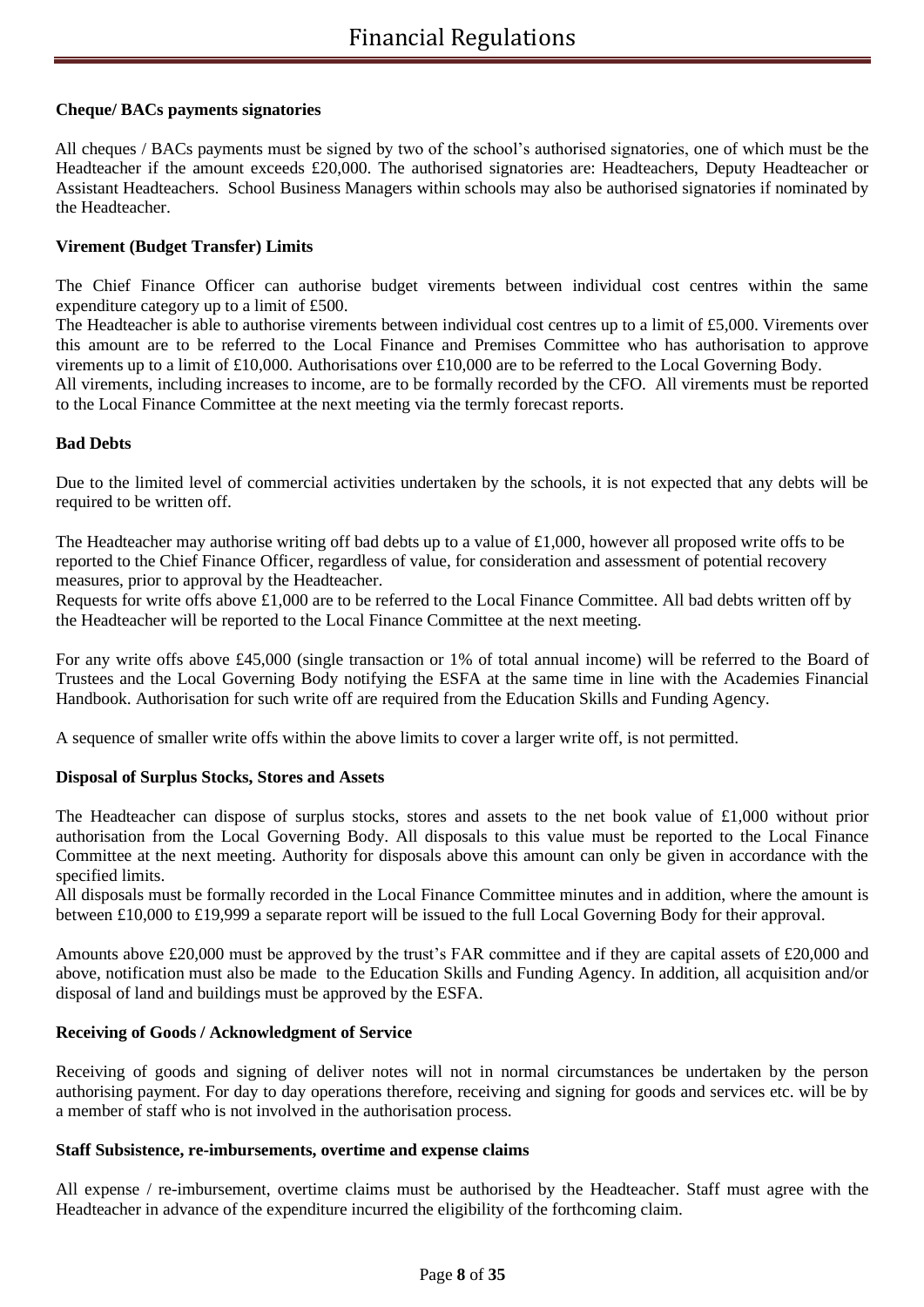**Cheque/ BACs payments signatories**

All cheques / BACs payments must be signed by two of the school's authorised signatories, one of which must be the Headteacher if the amount exceeds £20,000. The authorised signatories are: Headteachers, Deputy Headteacher or Assistant Headteachers. School Business Managers within schools may also be authorised signatories if nominated by the Headteacher.

**Virement (Budget Transfer) Limits**

The Chief Finance Officer can authorise budget virements between individual cost centres within the same expenditure category up to a limit of £500.

The Headteacher is able to authorise virements between individual cost centres up to a limit of £5,000. Virements over this amount are to be referred to the Local Finance and Premises Committee who has authorisation to approve virements up to a limit of £10,000. Authorisations over £10,000 are to be referred to the Local Governing Body.

All virements, including increases to income, are to be formally recorded by the CFO. All virements must be reported to the Local Finance Committee at the next meeting via the termly forecast reports.

**Bad Debts**

Due to the limited level of commercial activities undertaken by the schools, it is not expected that any debts will be required to be written off.

The Headteacher may authorise writing off bad debts up to a value of £1,000, however all proposed write offs to be reported to the Chief Finance Officer, regardless of value, for consideration and assessment of potential recovery measures, prior to approval by the Headteacher.

Requests for write offs above £1,000 are to be referred to the Local Finance Committee. All bad debts written off by the Headteacher will be reported to the Local Finance Committee at the next meeting.

For any write offs above £45,000 (single transaction or 1% of total annual income) will be referred to the Board of Trustees and the Local Governing Body notifying the ESFA at the same time in line with the Academies Financial Handbook. Authorisation for such write off are required from the Education Skills and Funding Agency.

A sequence of smaller write offs within the above limits to cover a larger write off, is not permitted.

**Disposal of Surplus Stocks, Stores and Assets**

The Headteacher can dispose of surplus stocks, stores and assets to the net book value of £1,000 without prior authorisation from the Local Governing Body. All disposals to this value must be reported to the Local Finance Committee at the next meeting. Authority for disposals above this amount can only be given in accordance with the specified limits.

All disposals must be formally recorded in the Local Finance Committee minutes and in addition, where the amount is between £10,000 to £19,999 a separate report will be issued to the full Local Governing Body for their approval.

Amounts above £20,000 must be approved by the trust's FAR committee and if they are capital assets of £20,000 and above, notification must also be made to the Education Skills and Funding Agency. In addition, all acquisition and/or disposal of land and buildings must be approved by the ESFA.

**Receiving of Goods / Acknowledgment of Service**

Receiving of goods and signing of deliver notes will not in normal circumstances be undertaken by the person authorising payment. For day to day operations therefore, receiving and signing for goods and services etc. will be by a member of staff who is not involved in the authorisation process.

**Staff Subsistence, re-imbursements, overtime and expense claims**

All expense / re-imbursement, overtime claims must be authorised by the Headteacher. Staff must agree with the Headteacher in advance of the expenditure incurred the eligibility of the forthcoming claim.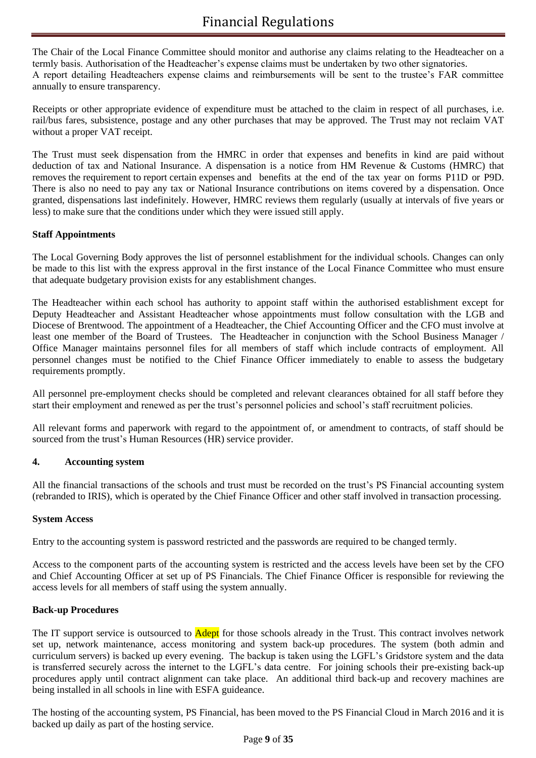The Chair of the Local Finance Committee should monitor and authorise any claims relating to the Headteacher on a termly basis. Authorisation of the Headteacher's expense claims must be undertaken by two other signatories.
A report detailing Headteachers expense claims and reimbursements will be sent to the trustee's FAR committee annually to ensure transparency.

Receipts or other appropriate evidence of expenditure must be attached to the claim in respect of all purchases, i.e. rail/bus fares, subsistence, postage and any other purchases that may be approved. The Trust may not reclaim VAT without a proper VAT receipt.

The Trust must seek dispensation from the HMRC in order that expenses and benefits in kind are paid without deduction of tax and National Insurance. A dispensation is a notice from HM Revenue & Customs (HMRC) that removes the requirement to report certain expenses and benefits at the end of the tax year on forms P11D or P9D. There is also no need to pay any tax or National Insurance contributions on items covered by a dispensation. Once granted, dispensations last indefinitely. However, HMRC reviews them regularly (usually at intervals of five years or less) to make sure that the conditions under which they were issued still apply.

**Staff Appointments**

The Local Governing Body approves the list of personnel establishment for the individual schools. Changes can only be made to this list with the express approval in the first instance of the Local Finance Committee who must ensure that adequate budgetary provision exists for any establishment changes.

The Headteacher within each school has authority to appoint staff within the authorised establishment except for Deputy Headteacher and Assistant Headteacher whose appointments must follow consultation with the LGB and Diocese of Brentwood. The appointment of a Headteacher, the Chief Accounting Officer and the CFO must involve at least one member of the Board of Trustees. The Headteacher in conjunction with the School Business Manager / Office Manager maintains personnel files for all members of staff which include contracts of employment. All personnel changes must be notified to the Chief Finance Officer immediately to enable to assess the budgetary requirements promptly.

All personnel pre-employment checks should be completed and relevant clearances obtained for all staff before they start their employment and renewed as per the trust's personnel policies and school's staff recruitment policies.

All relevant forms and paperwork with regard to the appointment of, or amendment to contracts, of staff should be sourced from the trust's Human Resources (HR) service provider.

## 4. Accounting system

All the financial transactions of the schools and trust must be recorded on the trust's PS Financial accounting system (rebranded to IRIS), which is operated by the Chief Finance Officer and other staff involved in transaction processing.

**System Access**

Entry to the accounting system is password restricted and the passwords are required to be changed termly.

Access to the component parts of the accounting system is restricted and the access levels have been set by the CFO and Chief Accounting Officer at set up of PS Financials. The Chief Finance Officer is responsible for reviewing the access levels for all members of staff using the system annually.

**Back-up Procedures**

The IT support service is outsourced to Adept for those schools already in the Trust. This contract involves network set up, network maintenance, access monitoring and system back-up procedures. The system (both admin and curriculum servers) is backed up every evening. The backup is taken using the LGFL's Gridstore system and the data is transferred securely across the internet to the LGFL's data centre. For joining schools their pre-existing back-up procedures apply until contract alignment can take place. An additional third back-up and recovery machines are being installed in all schools in line with ESFA guideance.

The hosting of the accounting system, PS Financial, has been moved to the PS Financial Cloud in March 2016 and it is backed up daily as part of the hosting service.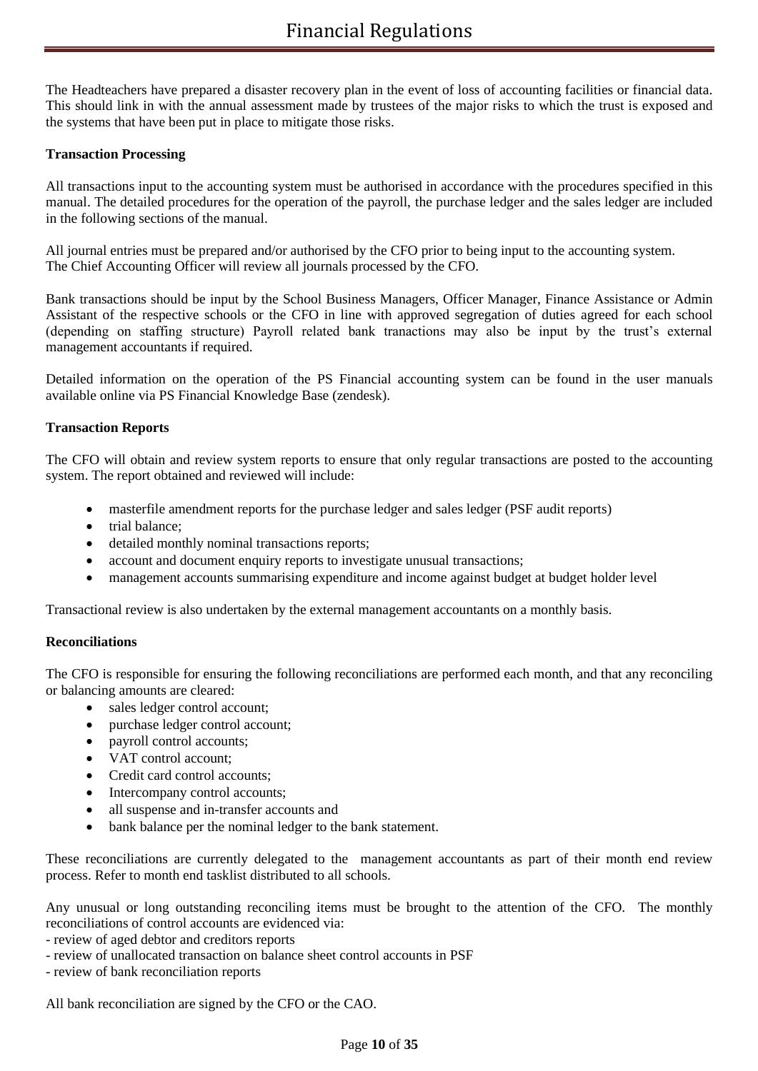The Headteachers have prepared a disaster recovery plan in the event of loss of accounting facilities or financial data. This should link in with the annual assessment made by trustees of the major risks to which the trust is exposed and the systems that have been put in place to mitigate those risks.

**Transaction Processing**

All transactions input to the accounting system must be authorised in accordance with the procedures specified in this manual. The detailed procedures for the operation of the payroll, the purchase ledger and the sales ledger are included in the following sections of the manual.

All journal entries must be prepared and/or authorised by the CFO prior to being input to the accounting system.
The Chief Accounting Officer will review all journals processed by the CFO.

Bank transactions should be input by the School Business Managers, Officer Manager, Finance Assistance or Admin Assistant of the respective schools or the CFO in line with approved segregation of duties agreed for each school (depending on staffing structure) Payroll related bank tranactions may also be input by the trust's external management accountants if required.

Detailed information on the operation of the PS Financial accounting system can be found in the user manuals available online via PS Financial Knowledge Base (zendesk).

**Transaction Reports**

The CFO will obtain and review system reports to ensure that only regular transactions are posted to the accounting system. The report obtained and reviewed will include:

- masterfile amendment reports for the purchase ledger and sales ledger (PSF audit reports)
- trial balance;
- detailed monthly nominal transactions reports;
- account and document enquiry reports to investigate unusual transactions;
- management accounts summarising expenditure and income against budget at budget holder level

Transactional review is also undertaken by the external management accountants on a monthly basis.

**Reconciliations**

The CFO is responsible for ensuring the following reconciliations are performed each month, and that any reconciling or balancing amounts are cleared:

- sales ledger control account;
- purchase ledger control account;
- payroll control accounts;
- VAT control account;
- Credit card control accounts;
- Intercompany control accounts;
- all suspense and in-transfer accounts and
- bank balance per the nominal ledger to the bank statement.

These reconciliations are currently delegated to the management accountants as part of their month end review process. Refer to month end tasklist distributed to all schools.

Any unusual or long outstanding reconciling items must be brought to the attention of the CFO. The monthly reconciliations of control accounts are evidenced via:
- review of aged debtor and creditors reports
- review of unallocated transaction on balance sheet control accounts in PSF
- review of bank reconciliation reports

All bank reconciliation are signed by the CFO or the CAO.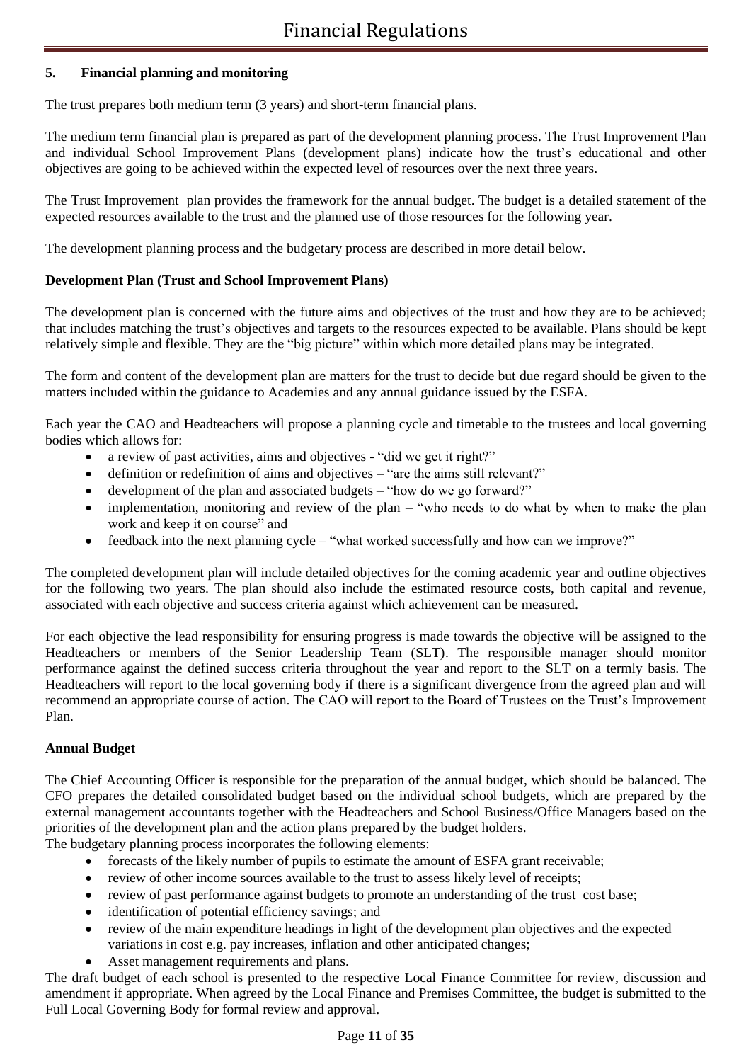## 5. Financial planning and monitoring

The trust prepares both medium term (3 years) and short-term financial plans.

The medium term financial plan is prepared as part of the development planning process. The Trust Improvement Plan and individual School Improvement Plans (development plans) indicate how the trust's educational and other objectives are going to be achieved within the expected level of resources over the next three years.

The Trust Improvement plan provides the framework for the annual budget. The budget is a detailed statement of the expected resources available to the trust and the planned use of those resources for the following year.

The development planning process and the budgetary process are described in more detail below.

### Development Plan (Trust and School Improvement Plans)

The development plan is concerned with the future aims and objectives of the trust and how they are to be achieved; that includes matching the trust's objectives and targets to the resources expected to be available. Plans should be kept relatively simple and flexible. They are the "big picture" within which more detailed plans may be integrated.

The form and content of the development plan are matters for the trust to decide but due regard should be given to the matters included within the guidance to Academies and any annual guidance issued by the ESFA.

Each year the CAO and Headteachers will propose a planning cycle and timetable to the trustees and local governing bodies which allows for:

- a review of past activities, aims and objectives - "did we get it right?"
- definition or redefinition of aims and objectives – "are the aims still relevant?"
- development of the plan and associated budgets – "how do we go forward?"
- implementation, monitoring and review of the plan – "who needs to do what by when to make the plan work and keep it on course" and
- feedback into the next planning cycle – "what worked successfully and how can we improve?"

The completed development plan will include detailed objectives for the coming academic year and outline objectives for the following two years. The plan should also include the estimated resource costs, both capital and revenue, associated with each objective and success criteria against which achievement can be measured.

For each objective the lead responsibility for ensuring progress is made towards the objective will be assigned to the Headteachers or members of the Senior Leadership Team (SLT). The responsible manager should monitor performance against the defined success criteria throughout the year and report to the SLT on a termly basis. The Headteachers will report to the local governing body if there is a significant divergence from the agreed plan and will recommend an appropriate course of action. The CAO will report to the Board of Trustees on the Trust's Improvement Plan.

### Annual Budget

The Chief Accounting Officer is responsible for the preparation of the annual budget, which should be balanced. The CFO prepares the detailed consolidated budget based on the individual school budgets, which are prepared by the external management accountants together with the Headteachers and School Business/Office Managers based on the priorities of the development plan and the action plans prepared by the budget holders.

The budgetary planning process incorporates the following elements:

- forecasts of the likely number of pupils to estimate the amount of ESFA grant receivable;
- review of other income sources available to the trust to assess likely level of receipts;
- review of past performance against budgets to promote an understanding of the trust cost base;
- identification of potential efficiency savings; and
- review of the main expenditure headings in light of the development plan objectives and the expected variations in cost e.g. pay increases, inflation and other anticipated changes;
- Asset management requirements and plans.

The draft budget of each school is presented to the respective Local Finance Committee for review, discussion and amendment if appropriate. When agreed by the Local Finance and Premises Committee, the budget is submitted to the Full Local Governing Body for formal review and approval.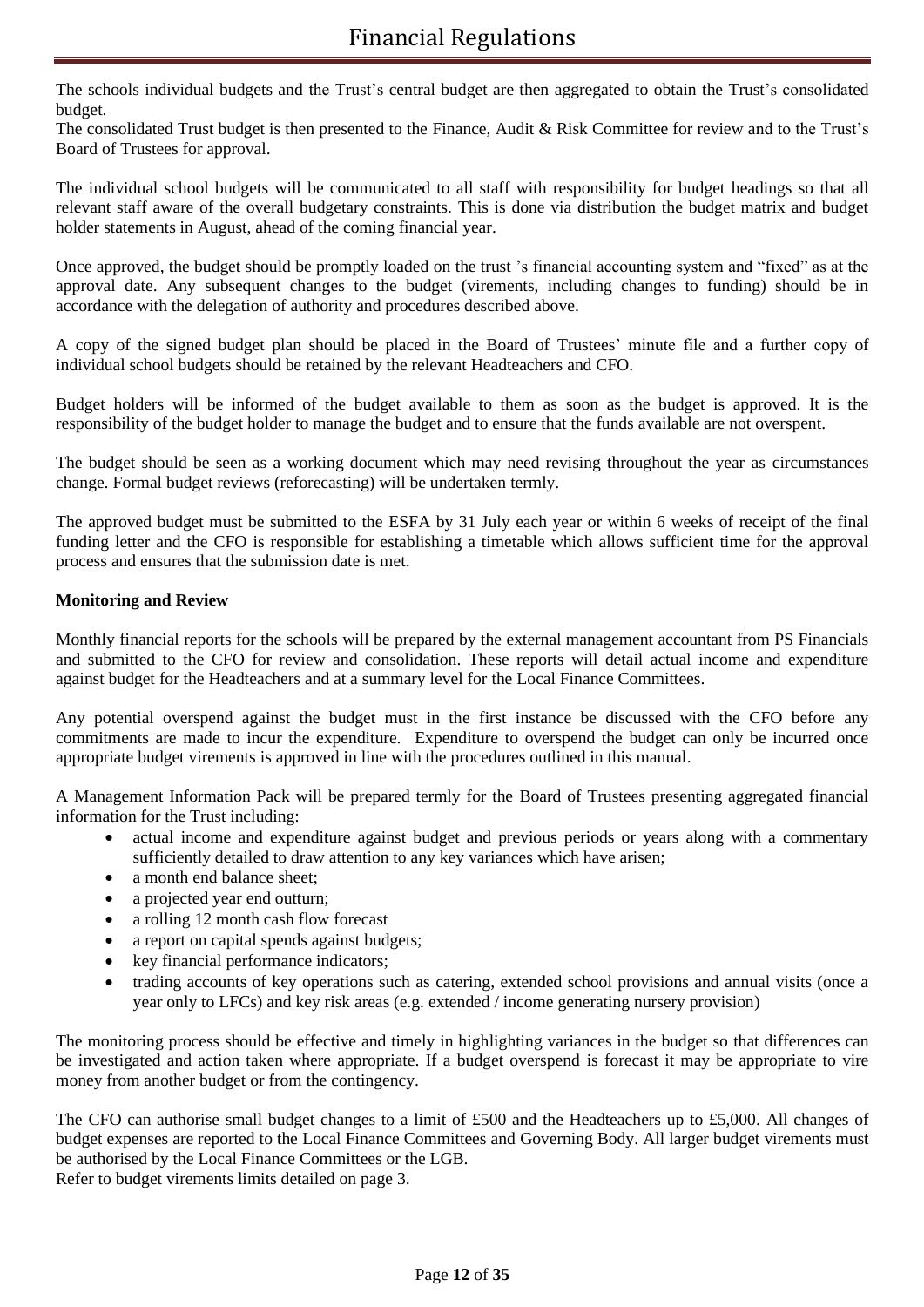The schools individual budgets and the Trust's central budget are then aggregated to obtain the Trust's consolidated budget.

The consolidated Trust budget is then presented to the Finance, Audit & Risk Committee for review and to the Trust's Board of Trustees for approval.

The individual school budgets will be communicated to all staff with responsibility for budget headings so that all relevant staff aware of the overall budgetary constraints. This is done via distribution the budget matrix and budget holder statements in August, ahead of the coming financial year.

Once approved, the budget should be promptly loaded on the trust 's financial accounting system and "fixed" as at the approval date. Any subsequent changes to the budget (virements, including changes to funding) should be in accordance with the delegation of authority and procedures described above.

A copy of the signed budget plan should be placed in the Board of Trustees' minute file and a further copy of individual school budgets should be retained by the relevant Headteachers and CFO.

Budget holders will be informed of the budget available to them as soon as the budget is approved. It is the responsibility of the budget holder to manage the budget and to ensure that the funds available are not overspent.

The budget should be seen as a working document which may need revising throughout the year as circumstances change. Formal budget reviews (reforecasting) will be undertaken termly.

The approved budget must be submitted to the ESFA by 31 July each year or within 6 weeks of receipt of the final funding letter and the CFO is responsible for establishing a timetable which allows sufficient time for the approval process and ensures that the submission date is met.

**Monitoring and Review**

Monthly financial reports for the schools will be prepared by the external management accountant from PS Financials and submitted to the CFO for review and consolidation. These reports will detail actual income and expenditure against budget for the Headteachers and at a summary level for the Local Finance Committees.

Any potential overspend against the budget must in the first instance be discussed with the CFO before any commitments are made to incur the expenditure. Expenditure to overspend the budget can only be incurred once appropriate budget virements is approved in line with the procedures outlined in this manual.

A Management Information Pack will be prepared termly for the Board of Trustees presenting aggregated financial information for the Trust including:

- actual income and expenditure against budget and previous periods or years along with a commentary sufficiently detailed to draw attention to any key variances which have arisen;
- a month end balance sheet;
- a projected year end outturn;
- a rolling 12 month cash flow forecast
- a report on capital spends against budgets;
- key financial performance indicators;
- trading accounts of key operations such as catering, extended school provisions and annual visits (once a year only to LFCs) and key risk areas (e.g. extended / income generating nursery provision)

The monitoring process should be effective and timely in highlighting variances in the budget so that differences can be investigated and action taken where appropriate. If a budget overspend is forecast it may be appropriate to vire money from another budget or from the contingency.

The CFO can authorise small budget changes to a limit of £500 and the Headteachers up to £5,000. All changes of budget expenses are reported to the Local Finance Committees and Governing Body. All larger budget virements must be authorised by the Local Finance Committees or the LGB.

Refer to budget virements limits detailed on page 3.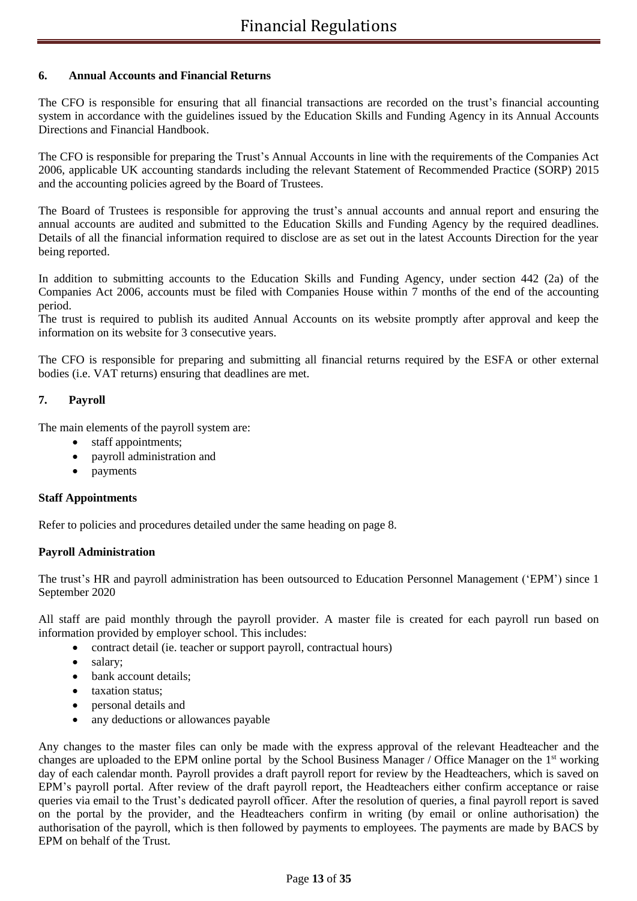## 6. Annual Accounts and Financial Returns

The CFO is responsible for ensuring that all financial transactions are recorded on the trust's financial accounting system in accordance with the guidelines issued by the Education Skills and Funding Agency in its Annual Accounts Directions and Financial Handbook.

The CFO is responsible for preparing the Trust's Annual Accounts in line with the requirements of the Companies Act 2006, applicable UK accounting standards including the relevant Statement of Recommended Practice (SORP) 2015 and the accounting policies agreed by the Board of Trustees.

The Board of Trustees is responsible for approving the trust's annual accounts and annual report and ensuring the annual accounts are audited and submitted to the Education Skills and Funding Agency by the required deadlines. Details of all the financial information required to disclose are as set out in the latest Accounts Direction for the year being reported.

In addition to submitting accounts to the Education Skills and Funding Agency, under section 442 (2a) of the Companies Act 2006, accounts must be filed with Companies House within 7 months of the end of the accounting period.

The trust is required to publish its audited Annual Accounts on its website promptly after approval and keep the information on its website for 3 consecutive years.

The CFO is responsible for preparing and submitting all financial returns required by the ESFA or other external bodies (i.e. VAT returns) ensuring that deadlines are met.

## 7. Payroll

The main elements of the payroll system are:

- staff appointments;
- payroll administration and
- payments

### Staff Appointments

Refer to policies and procedures detailed under the same heading on page 8.

### Payroll Administration

The trust's HR and payroll administration has been outsourced to Education Personnel Management ('EPM') since 1 September 2020

All staff are paid monthly through the payroll provider. A master file is created for each payroll run based on information provided by employer school. This includes:

- contract detail (ie. teacher or support payroll, contractual hours)
- salary;
- bank account details;
- taxation status;
- personal details and
- any deductions or allowances payable

Any changes to the master files can only be made with the express approval of the relevant Headteacher and the changes are uploaded to the EPM online portal by the School Business Manager / Office Manager on the 1st working day of each calendar month. Payroll provides a draft payroll report for review by the Headteachers, which is saved on EPM's payroll portal. After review of the draft payroll report, the Headteachers either confirm acceptance or raise queries via email to the Trust's dedicated payroll officer. After the resolution of queries, a final payroll report is saved on the portal by the provider, and the Headteachers confirm in writing (by email or online authorisation) the authorisation of the payroll, which is then followed by payments to employees. The payments are made by BACS by EPM on behalf of the Trust.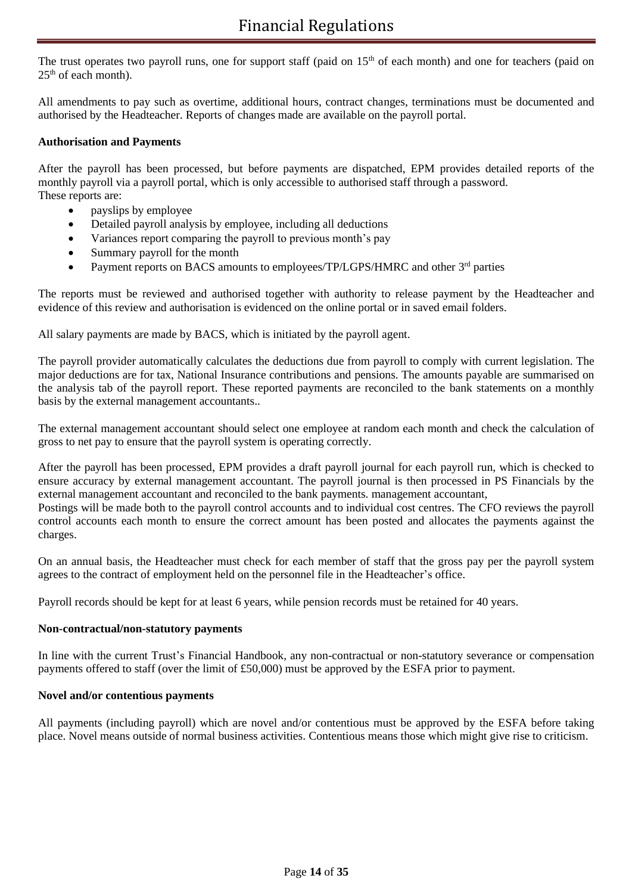The trust operates two payroll runs, one for support staff (paid on 15th of each month) and one for teachers (paid on 25th of each month).

All amendments to pay such as overtime, additional hours, contract changes, terminations must be documented and authorised by the Headteacher. Reports of changes made are available on the payroll portal.

**Authorisation and Payments**

After the payroll has been processed, but before payments are dispatched, EPM provides detailed reports of the monthly payroll via a payroll portal, which is only accessible to authorised staff through a password.
These reports are:

- payslips by employee
- Detailed payroll analysis by employee, including all deductions
- Variances report comparing the payroll to previous month's pay
- Summary payroll for the month
- Payment reports on BACS amounts to employees/TP/LGPS/HMRC and other 3rd parties

The reports must be reviewed and authorised together with authority to release payment by the Headteacher and evidence of this review and authorisation is evidenced on the online portal or in saved email folders.

All salary payments are made by BACS, which is initiated by the payroll agent.

The payroll provider automatically calculates the deductions due from payroll to comply with current legislation. The major deductions are for tax, National Insurance contributions and pensions. The amounts payable are summarised on the analysis tab of the payroll report. These reported payments are reconciled to the bank statements on a monthly basis by the external management accountants..

The external management accountant should select one employee at random each month and check the calculation of gross to net pay to ensure that the payroll system is operating correctly.

After the payroll has been processed, EPM provides a draft payroll journal for each payroll run, which is checked to ensure accuracy by external management accountant. The payroll journal is then processed in PS Financials by the external management accountant and reconciled to the bank payments. management accountant,
Postings will be made both to the payroll control accounts and to individual cost centres. The CFO reviews the payroll control accounts each month to ensure the correct amount has been posted and allocates the payments against the charges.

On an annual basis, the Headteacher must check for each member of staff that the gross pay per the payroll system agrees to the contract of employment held on the personnel file in the Headteacher's office.

Payroll records should be kept for at least 6 years, while pension records must be retained for 40 years.

**Non-contractual/non-statutory payments**

In line with the current Trust's Financial Handbook, any non-contractual or non-statutory severance or compensation payments offered to staff (over the limit of £50,000) must be approved by the ESFA prior to payment.

**Novel and/or contentious payments**

All payments (including payroll) which are novel and/or contentious must be approved by the ESFA before taking place. Novel means outside of normal business activities. Contentious means those which might give rise to criticism.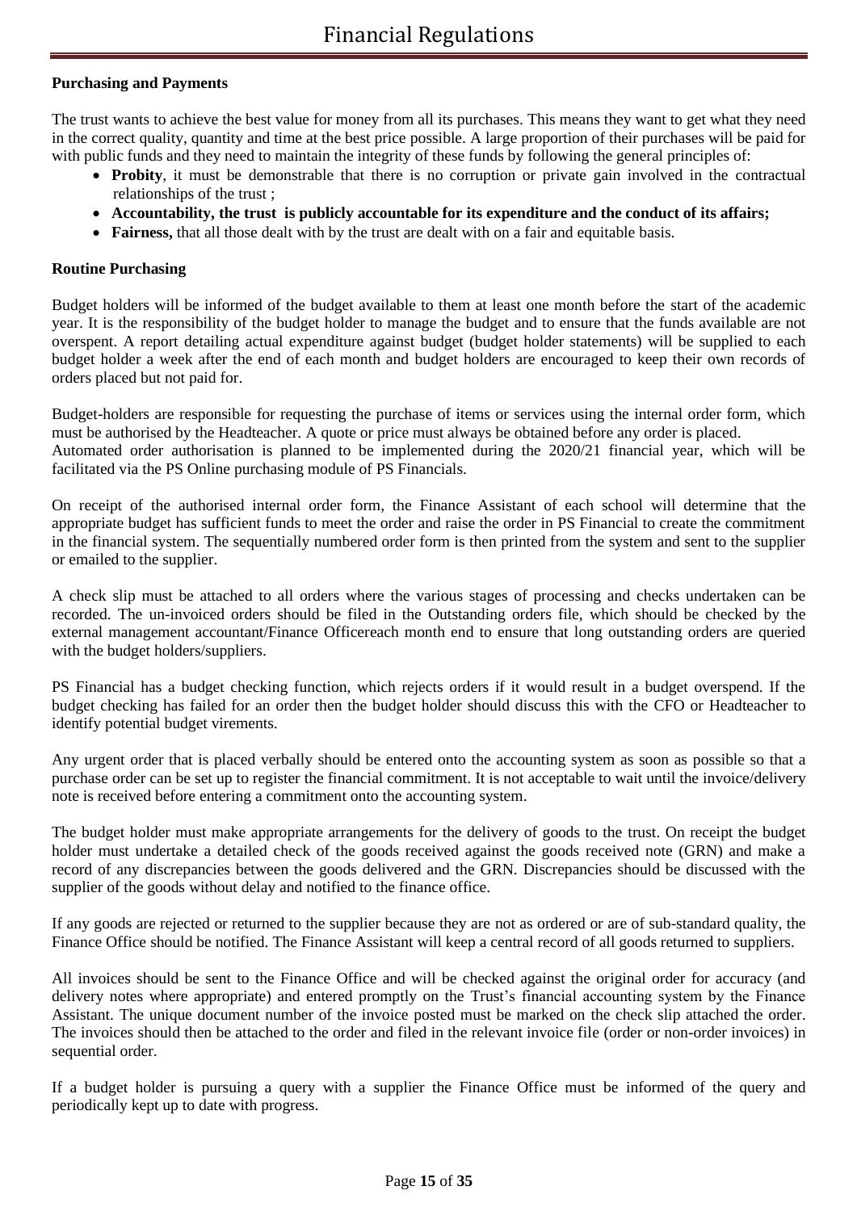**Purchasing and Payments**

The trust wants to achieve the best value for money from all its purchases. This means they want to get what they need in the correct quality, quantity and time at the best price possible. A large proportion of their purchases will be paid for with public funds and they need to maintain the integrity of these funds by following the general principles of:

- **Probity**, it must be demonstrable that there is no corruption or private gain involved in the contractual relationships of the trust ;
- **Accountability, the trust is publicly accountable for its expenditure and the conduct of its affairs;**
- **Fairness,** that all those dealt with by the trust are dealt with on a fair and equitable basis.

**Routine Purchasing**

Budget holders will be informed of the budget available to them at least one month before the start of the academic year. It is the responsibility of the budget holder to manage the budget and to ensure that the funds available are not overspent. A report detailing actual expenditure against budget (budget holder statements) will be supplied to each budget holder a week after the end of each month and budget holders are encouraged to keep their own records of orders placed but not paid for.

Budget-holders are responsible for requesting the purchase of items or services using the internal order form, which must be authorised by the Headteacher. A quote or price must always be obtained before any order is placed.
Automated order authorisation is planned to be implemented during the 2020/21 financial year, which will be facilitated via the PS Online purchasing module of PS Financials.

On receipt of the authorised internal order form, the Finance Assistant of each school will determine that the appropriate budget has sufficient funds to meet the order and raise the order in PS Financial to create the commitment in the financial system. The sequentially numbered order form is then printed from the system and sent to the supplier or emailed to the supplier.

A check slip must be attached to all orders where the various stages of processing and checks undertaken can be recorded. The un-invoiced orders should be filed in the Outstanding orders file, which should be checked by the external management accountant/Finance Officereach month end to ensure that long outstanding orders are queried with the budget holders/suppliers.

PS Financial has a budget checking function, which rejects orders if it would result in a budget overspend. If the budget checking has failed for an order then the budget holder should discuss this with the CFO or Headteacher to identify potential budget virements.

Any urgent order that is placed verbally should be entered onto the accounting system as soon as possible so that a purchase order can be set up to register the financial commitment. It is not acceptable to wait until the invoice/delivery note is received before entering a commitment onto the accounting system.

The budget holder must make appropriate arrangements for the delivery of goods to the trust. On receipt the budget holder must undertake a detailed check of the goods received against the goods received note (GRN) and make a record of any discrepancies between the goods delivered and the GRN. Discrepancies should be discussed with the supplier of the goods without delay and notified to the finance office.

If any goods are rejected or returned to the supplier because they are not as ordered or are of sub-standard quality, the Finance Office should be notified. The Finance Assistant will keep a central record of all goods returned to suppliers.

All invoices should be sent to the Finance Office and will be checked against the original order for accuracy (and delivery notes where appropriate) and entered promptly on the Trust's financial accounting system by the Finance Assistant. The unique document number of the invoice posted must be marked on the check slip attached the order. The invoices should then be attached to the order and filed in the relevant invoice file (order or non-order invoices) in sequential order.

If a budget holder is pursuing a query with a supplier the Finance Office must be informed of the query and periodically kept up to date with progress.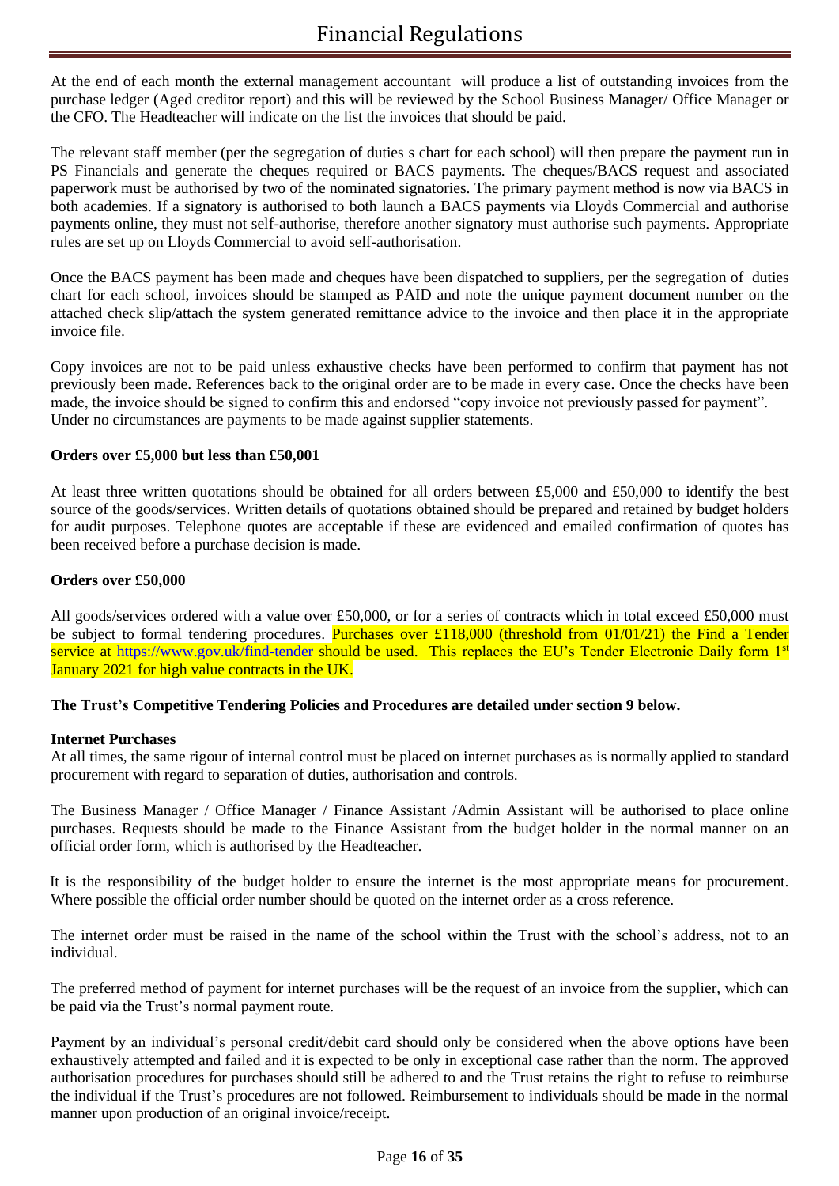At the end of each month the external management accountant will produce a list of outstanding invoices from the purchase ledger (Aged creditor report) and this will be reviewed by the School Business Manager/ Office Manager or the CFO. The Headteacher will indicate on the list the invoices that should be paid.

The relevant staff member (per the segregation of duties s chart for each school) will then prepare the payment run in PS Financials and generate the cheques required or BACS payments. The cheques/BACS request and associated paperwork must be authorised by two of the nominated signatories. The primary payment method is now via BACS in both academies. If a signatory is authorised to both launch a BACS payments via Lloyds Commercial and authorise payments online, they must not self-authorise, therefore another signatory must authorise such payments. Appropriate rules are set up on Lloyds Commercial to avoid self-authorisation.

Once the BACS payment has been made and cheques have been dispatched to suppliers, per the segregation of duties chart for each school, invoices should be stamped as PAID and note the unique payment document number on the attached check slip/attach the system generated remittance advice to the invoice and then place it in the appropriate invoice file.

Copy invoices are not to be paid unless exhaustive checks have been performed to confirm that payment has not previously been made. References back to the original order are to be made in every case. Once the checks have been made, the invoice should be signed to confirm this and endorsed "copy invoice not previously passed for payment". Under no circumstances are payments to be made against supplier statements.

**Orders over £5,000 but less than £50,001**

At least three written quotations should be obtained for all orders between £5,000 and £50,000 to identify the best source of the goods/services. Written details of quotations obtained should be prepared and retained by budget holders for audit purposes. Telephone quotes are acceptable if these are evidenced and emailed confirmation of quotes has been received before a purchase decision is made.

**Orders over £50,000**

All goods/services ordered with a value over £50,000, or for a series of contracts which in total exceed £50,000 must be subject to formal tendering procedures. Purchases over £118,000 (threshold from 01/01/21) the Find a Tender service at https://www.gov.uk/find-tender should be used. This replaces the EU's Tender Electronic Daily form 1st January 2021 for high value contracts in the UK.

**The Trust's Competitive Tendering Policies and Procedures are detailed under section 9 below.**

**Internet Purchases**

At all times, the same rigour of internal control must be placed on internet purchases as is normally applied to standard procurement with regard to separation of duties, authorisation and controls.

The Business Manager / Office Manager / Finance Assistant /Admin Assistant will be authorised to place online purchases. Requests should be made to the Finance Assistant from the budget holder in the normal manner on an official order form, which is authorised by the Headteacher.

It is the responsibility of the budget holder to ensure the internet is the most appropriate means for procurement. Where possible the official order number should be quoted on the internet order as a cross reference.

The internet order must be raised in the name of the school within the Trust with the school's address, not to an individual.

The preferred method of payment for internet purchases will be the request of an invoice from the supplier, which can be paid via the Trust's normal payment route.

Payment by an individual's personal credit/debit card should only be considered when the above options have been exhaustively attempted and failed and it is expected to be only in exceptional case rather than the norm. The approved authorisation procedures for purchases should still be adhered to and the Trust retains the right to refuse to reimburse the individual if the Trust's procedures are not followed. Reimbursement to individuals should be made in the normal manner upon production of an original invoice/receipt.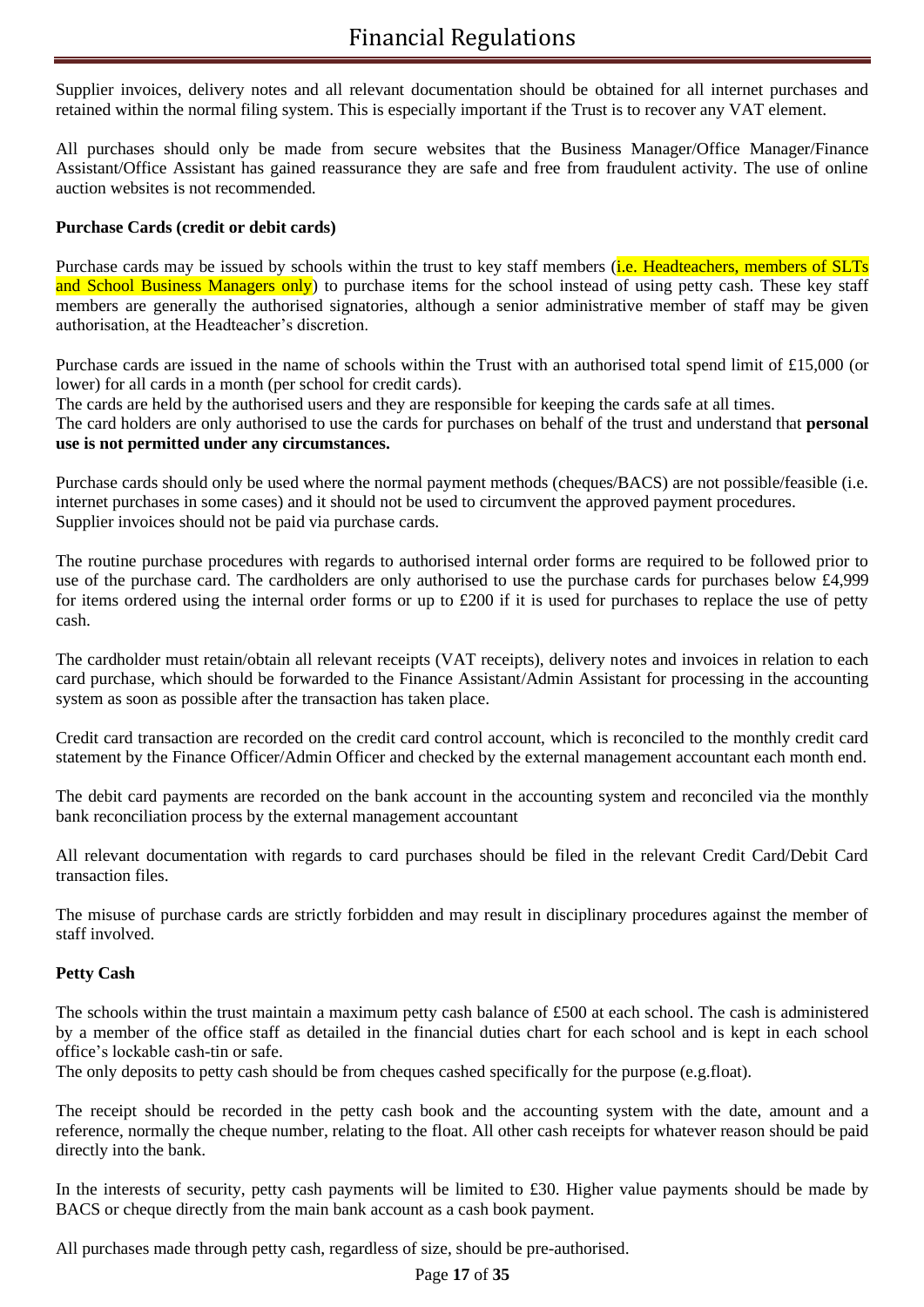Supplier invoices, delivery notes and all relevant documentation should be obtained for all internet purchases and retained within the normal filing system. This is especially important if the Trust is to recover any VAT element.

All purchases should only be made from secure websites that the Business Manager/Office Manager/Finance Assistant/Office Assistant has gained reassurance they are safe and free from fraudulent activity. The use of online auction websites is not recommended.

**Purchase Cards (credit or debit cards)**

Purchase cards may be issued by schools within the trust to key staff members (i.e. Headteachers, members of SLTs and School Business Managers only) to purchase items for the school instead of using petty cash. These key staff members are generally the authorised signatories, although a senior administrative member of staff may be given authorisation, at the Headteacher's discretion.

Purchase cards are issued in the name of schools within the Trust with an authorised total spend limit of £15,000 (or lower) for all cards in a month (per school for credit cards).

The cards are held by the authorised users and they are responsible for keeping the cards safe at all times.

The card holders are only authorised to use the cards for purchases on behalf of the trust and understand that **personal use is not permitted under any circumstances.**

Purchase cards should only be used where the normal payment methods (cheques/BACS) are not possible/feasible (i.e. internet purchases in some cases) and it should not be used to circumvent the approved payment procedures.

Supplier invoices should not be paid via purchase cards.

The routine purchase procedures with regards to authorised internal order forms are required to be followed prior to use of the purchase card. The cardholders are only authorised to use the purchase cards for purchases below £4,999 for items ordered using the internal order forms or up to £200 if it is used for purchases to replace the use of petty cash.

The cardholder must retain/obtain all relevant receipts (VAT receipts), delivery notes and invoices in relation to each card purchase, which should be forwarded to the Finance Assistant/Admin Assistant for processing in the accounting system as soon as possible after the transaction has taken place.

Credit card transaction are recorded on the credit card control account, which is reconciled to the monthly credit card statement by the Finance Officer/Admin Officer and checked by the external management accountant each month end.

The debit card payments are recorded on the bank account in the accounting system and reconciled via the monthly bank reconciliation process by the external management accountant

All relevant documentation with regards to card purchases should be filed in the relevant Credit Card/Debit Card transaction files.

The misuse of purchase cards are strictly forbidden and may result in disciplinary procedures against the member of staff involved.

**Petty Cash**

The schools within the trust maintain a maximum petty cash balance of £500 at each school. The cash is administered by a member of the office staff as detailed in the financial duties chart for each school and is kept in each school office's lockable cash-tin or safe.

The only deposits to petty cash should be from cheques cashed specifically for the purpose (e.g.float).

The receipt should be recorded in the petty cash book and the accounting system with the date, amount and a reference, normally the cheque number, relating to the float. All other cash receipts for whatever reason should be paid directly into the bank.

In the interests of security, petty cash payments will be limited to £30. Higher value payments should be made by BACS or cheque directly from the main bank account as a cash book payment.

All purchases made through petty cash, regardless of size, should be pre-authorised.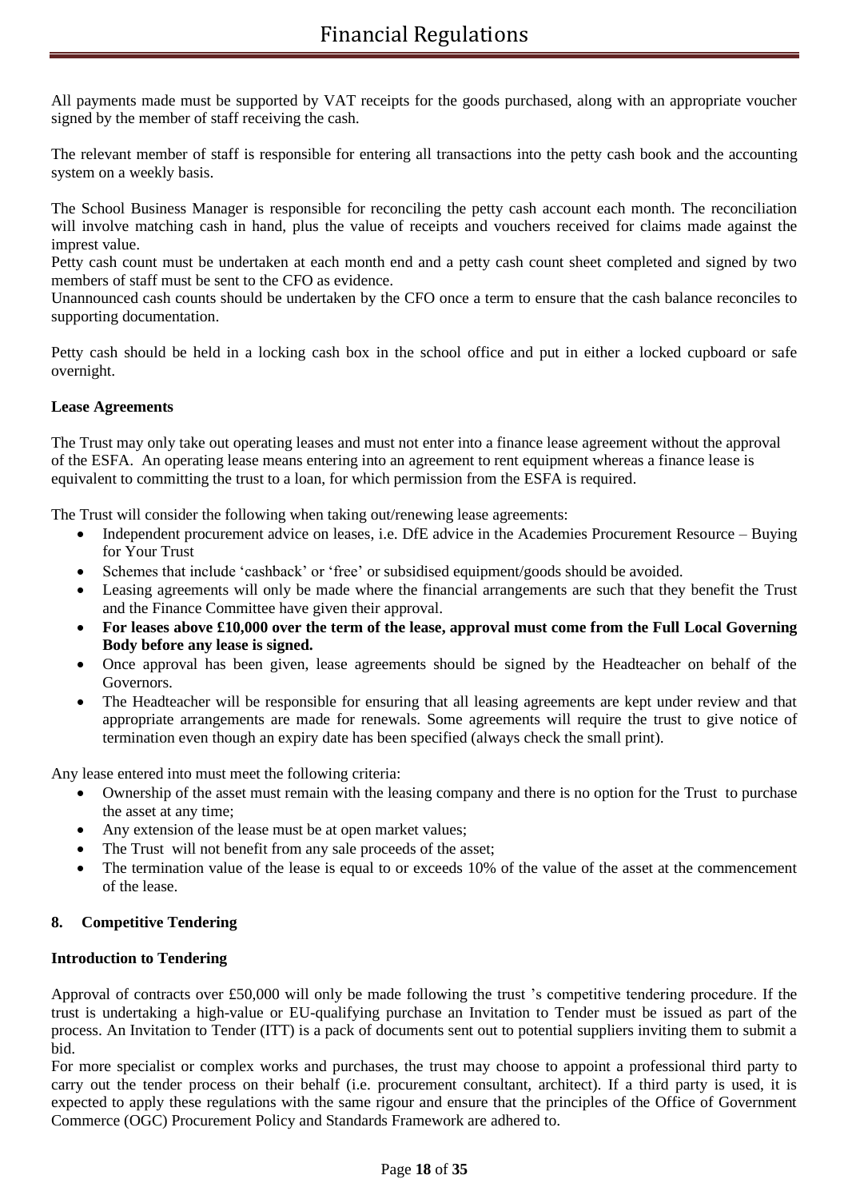All payments made must be supported by VAT receipts for the goods purchased, along with an appropriate voucher signed by the member of staff receiving the cash.

The relevant member of staff is responsible for entering all transactions into the petty cash book and the accounting system on a weekly basis.

The School Business Manager is responsible for reconciling the petty cash account each month. The reconciliation will involve matching cash in hand, plus the value of receipts and vouchers received for claims made against the imprest value.
Petty cash count must be undertaken at each month end and a petty cash count sheet completed and signed by two members of staff must be sent to the CFO as evidence.
Unannounced cash counts should be undertaken by the CFO once a term to ensure that the cash balance reconciles to supporting documentation.

Petty cash should be held in a locking cash box in the school office and put in either a locked cupboard or safe overnight.

**Lease Agreements**

The Trust may only take out operating leases and must not enter into a finance lease agreement without the approval of the ESFA. An operating lease means entering into an agreement to rent equipment whereas a finance lease is equivalent to committing the trust to a loan, for which permission from the ESFA is required.

The Trust will consider the following when taking out/renewing lease agreements:

- Independent procurement advice on leases, i.e. DfE advice in the Academies Procurement Resource – Buying for Your Trust
- Schemes that include 'cashback' or 'free' or subsidised equipment/goods should be avoided.
- Leasing agreements will only be made where the financial arrangements are such that they benefit the Trust and the Finance Committee have given their approval.
- **For leases above £10,000 over the term of the lease, approval must come from the Full Local Governing Body before any lease is signed.**
- Once approval has been given, lease agreements should be signed by the Headteacher on behalf of the Governors.
- The Headteacher will be responsible for ensuring that all leasing agreements are kept under review and that appropriate arrangements are made for renewals. Some agreements will require the trust to give notice of termination even though an expiry date has been specified (always check the small print).

Any lease entered into must meet the following criteria:

- Ownership of the asset must remain with the leasing company and there is no option for the Trust to purchase the asset at any time;
- Any extension of the lease must be at open market values;
- The Trust will not benefit from any sale proceeds of the asset;
- The termination value of the lease is equal to or exceeds 10% of the value of the asset at the commencement of the lease.

## 8. Competitive Tendering

**Introduction to Tendering**

Approval of contracts over £50,000 will only be made following the trust 's competitive tendering procedure. If the trust is undertaking a high-value or EU-qualifying purchase an Invitation to Tender must be issued as part of the process. An Invitation to Tender (ITT) is a pack of documents sent out to potential suppliers inviting them to submit a bid.
For more specialist or complex works and purchases, the trust may choose to appoint a professional third party to carry out the tender process on their behalf (i.e. procurement consultant, architect). If a third party is used, it is expected to apply these regulations with the same rigour and ensure that the principles of the Office of Government Commerce (OGC) Procurement Policy and Standards Framework are adhered to.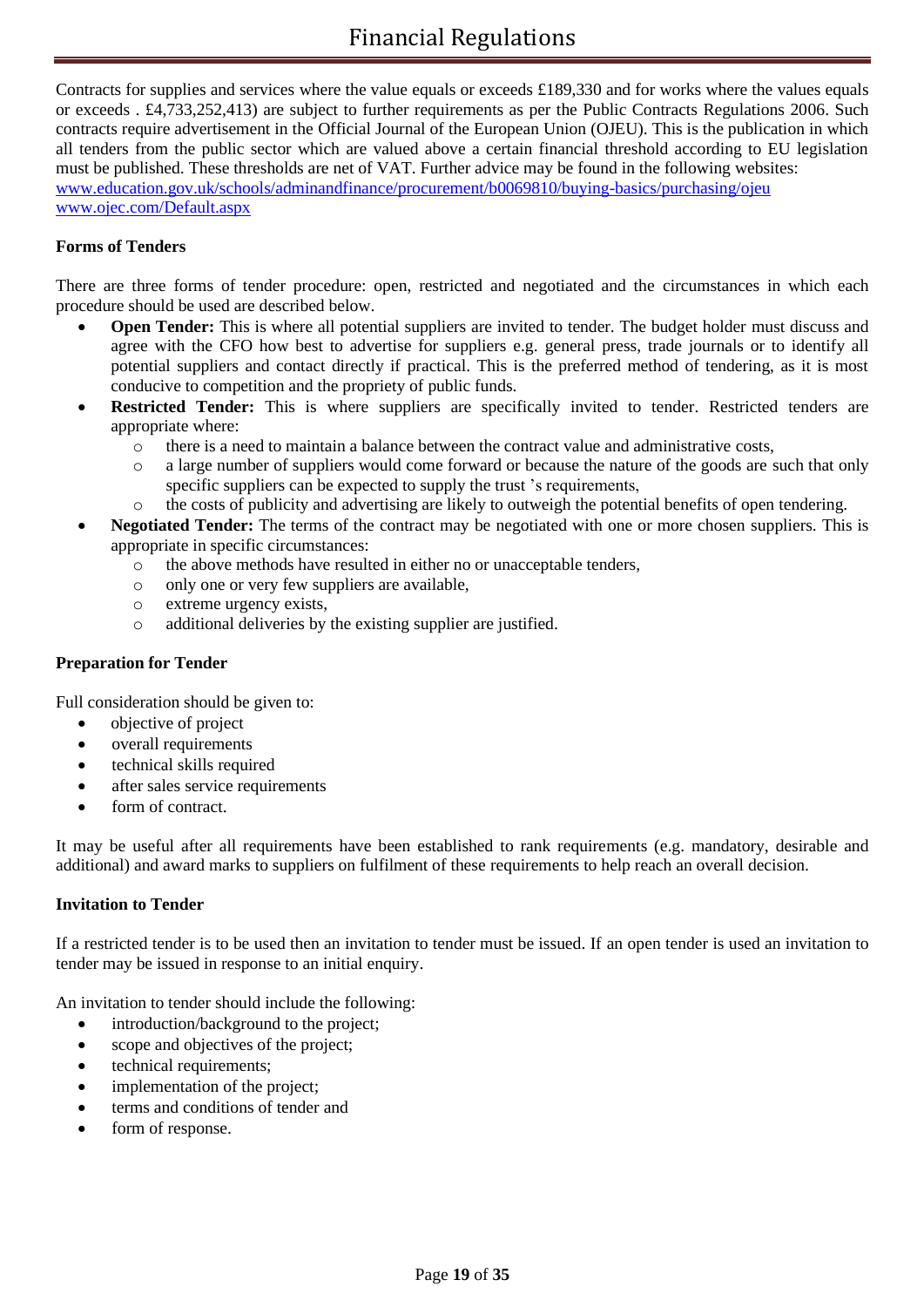Contracts for supplies and services where the value equals or exceeds £189,330 and for works where the values equals or exceeds . £4,733,252,413) are subject to further requirements as per the Public Contracts Regulations 2006. Such contracts require advertisement in the Official Journal of the European Union (OJEU). This is the publication in which all tenders from the public sector which are valued above a certain financial threshold according to EU legislation must be published. These thresholds are net of VAT. Further advice may be found in the following websites:
[www.education.gov.uk/schools/adminandfinance/procurement/b0069810/buying-basics/purchasing/ojeu](www.education.gov.uk/schools/adminandfinance/procurement/b0069810/buying-basics/purchasing/ojeu)
[www.ojec.com/Default.aspx](www.ojec.com/Default.aspx)

**Forms of Tenders**

There are three forms of tender procedure: open, restricted and negotiated and the circumstances in which each procedure should be used are described below.

- **Open Tender:** This is where all potential suppliers are invited to tender. The budget holder must discuss and agree with the CFO how best to advertise for suppliers e.g. general press, trade journals or to identify all potential suppliers and contact directly if practical. This is the preferred method of tendering, as it is most conducive to competition and the propriety of public funds.
- **Restricted Tender:** This is where suppliers are specifically invited to tender. Restricted tenders are appropriate where:
  - there is a need to maintain a balance between the contract value and administrative costs,
  - a large number of suppliers would come forward or because the nature of the goods are such that only specific suppliers can be expected to supply the trust 's requirements,
  - the costs of publicity and advertising are likely to outweigh the potential benefits of open tendering.
- **Negotiated Tender:** The terms of the contract may be negotiated with one or more chosen suppliers. This is appropriate in specific circumstances:
  - the above methods have resulted in either no or unacceptable tenders,
  - only one or very few suppliers are available,
  - extreme urgency exists,
  - additional deliveries by the existing supplier are justified.

**Preparation for Tender**

Full consideration should be given to:

- objective of project
- overall requirements
- technical skills required
- after sales service requirements
- form of contract.

It may be useful after all requirements have been established to rank requirements (e.g. mandatory, desirable and additional) and award marks to suppliers on fulfilment of these requirements to help reach an overall decision.

**Invitation to Tender**

If a restricted tender is to be used then an invitation to tender must be issued. If an open tender is used an invitation to tender may be issued in response to an initial enquiry.

An invitation to tender should include the following:

- introduction/background to the project;
- scope and objectives of the project;
- technical requirements;
- implementation of the project;
- terms and conditions of tender and
- form of response.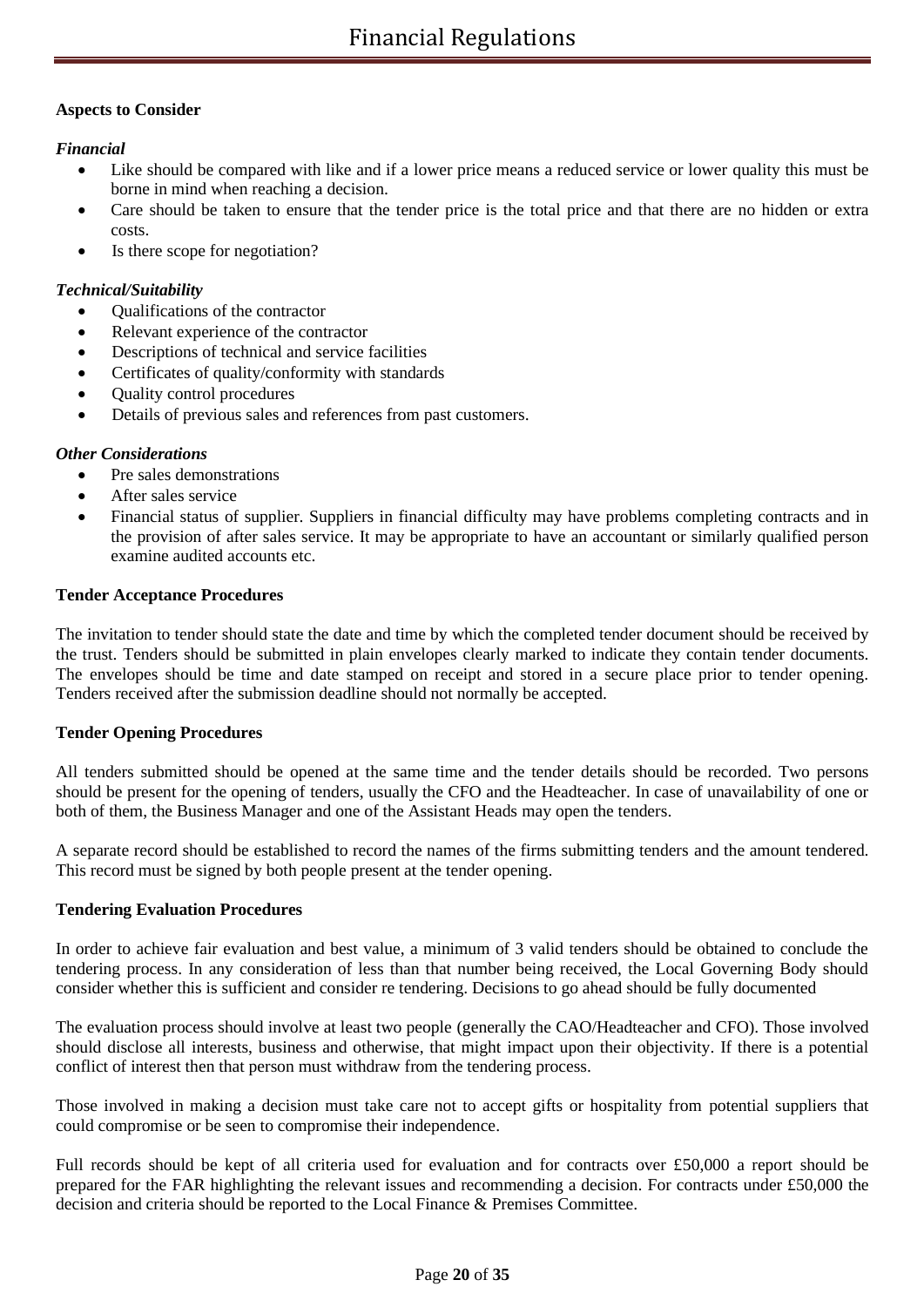**Aspects to Consider**

***Financial***

- Like should be compared with like and if a lower price means a reduced service or lower quality this must be borne in mind when reaching a decision.
- Care should be taken to ensure that the tender price is the total price and that there are no hidden or extra costs.
- Is there scope for negotiation?

***Technical/Suitability***

- Qualifications of the contractor
- Relevant experience of the contractor
- Descriptions of technical and service facilities
- Certificates of quality/conformity with standards
- Quality control procedures
- Details of previous sales and references from past customers.

***Other Considerations***

- Pre sales demonstrations
- After sales service
- Financial status of supplier. Suppliers in financial difficulty may have problems completing contracts and in the provision of after sales service. It may be appropriate to have an accountant or similarly qualified person examine audited accounts etc.

**Tender Acceptance Procedures**

The invitation to tender should state the date and time by which the completed tender document should be received by the trust. Tenders should be submitted in plain envelopes clearly marked to indicate they contain tender documents. The envelopes should be time and date stamped on receipt and stored in a secure place prior to tender opening. Tenders received after the submission deadline should not normally be accepted.

**Tender Opening Procedures**

All tenders submitted should be opened at the same time and the tender details should be recorded. Two persons should be present for the opening of tenders, usually the CFO and the Headteacher. In case of unavailability of one or both of them, the Business Manager and one of the Assistant Heads may open the tenders.

A separate record should be established to record the names of the firms submitting tenders and the amount tendered. This record must be signed by both people present at the tender opening.

**Tendering Evaluation Procedures**

In order to achieve fair evaluation and best value, a minimum of 3 valid tenders should be obtained to conclude the tendering process. In any consideration of less than that number being received, the Local Governing Body should consider whether this is sufficient and consider re tendering. Decisions to go ahead should be fully documented

The evaluation process should involve at least two people (generally the CAO/Headteacher and CFO). Those involved should disclose all interests, business and otherwise, that might impact upon their objectivity. If there is a potential conflict of interest then that person must withdraw from the tendering process.

Those involved in making a decision must take care not to accept gifts or hospitality from potential suppliers that could compromise or be seen to compromise their independence.

Full records should be kept of all criteria used for evaluation and for contracts over £50,000 a report should be prepared for the FAR highlighting the relevant issues and recommending a decision. For contracts under £50,000 the decision and criteria should be reported to the Local Finance & Premises Committee.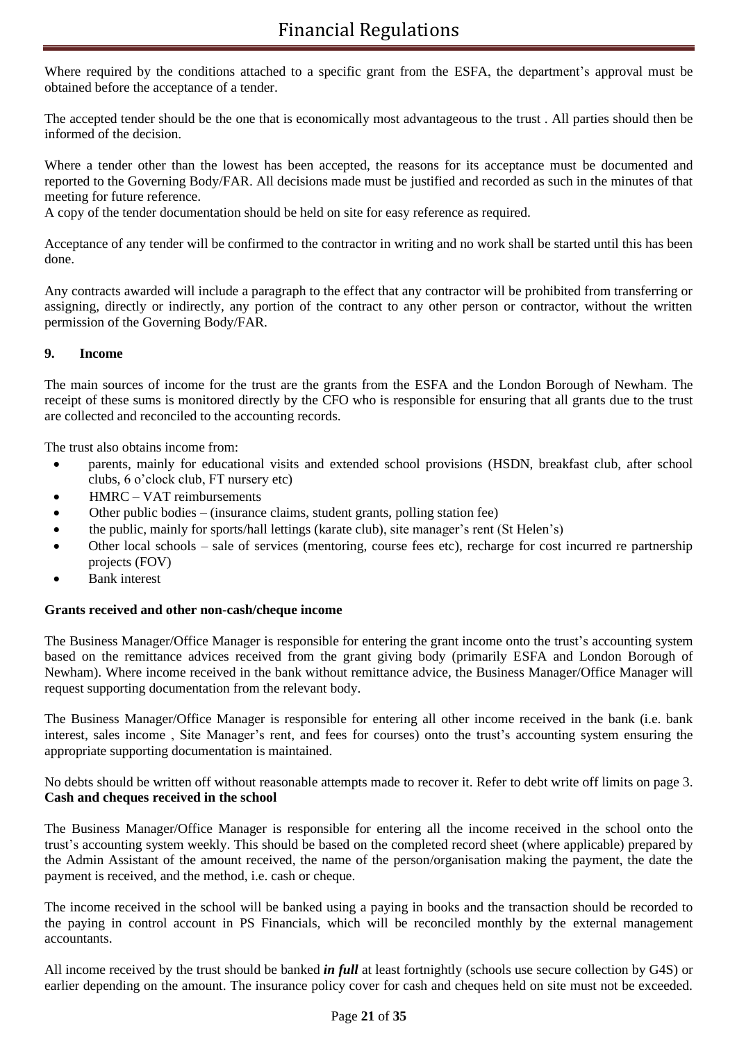Where required by the conditions attached to a specific grant from the ESFA, the department's approval must be obtained before the acceptance of a tender.

The accepted tender should be the one that is economically most advantageous to the trust . All parties should then be informed of the decision.

Where a tender other than the lowest has been accepted, the reasons for its acceptance must be documented and reported to the Governing Body/FAR. All decisions made must be justified and recorded as such in the minutes of that meeting for future reference.
A copy of the tender documentation should be held on site for easy reference as required.

Acceptance of any tender will be confirmed to the contractor in writing and no work shall be started until this has been done.

Any contracts awarded will include a paragraph to the effect that any contractor will be prohibited from transferring or assigning, directly or indirectly, any portion of the contract to any other person or contractor, without the written permission of the Governing Body/FAR.

## 9. Income

The main sources of income for the trust are the grants from the ESFA and the London Borough of Newham. The receipt of these sums is monitored directly by the CFO who is responsible for ensuring that all grants due to the trust are collected and reconciled to the accounting records.

The trust also obtains income from:

- parents, mainly for educational visits and extended school provisions (HSDN, breakfast club, after school clubs, 6 o'clock club, FT nursery etc)
- HMRC – VAT reimbursements
- Other public bodies – (insurance claims, student grants, polling station fee)
- the public, mainly for sports/hall lettings (karate club), site manager's rent (St Helen's)
- Other local schools – sale of services (mentoring, course fees etc), recharge for cost incurred re partnership projects (FOV)
- Bank interest

**Grants received and other non-cash/cheque income**

The Business Manager/Office Manager is responsible for entering the grant income onto the trust's accounting system based on the remittance advices received from the grant giving body (primarily ESFA and London Borough of Newham). Where income received in the bank without remittance advice, the Business Manager/Office Manager will request supporting documentation from the relevant body.

The Business Manager/Office Manager is responsible for entering all other income received in the bank (i.e. bank interest, sales income , Site Manager's rent, and fees for courses) onto the trust's accounting system ensuring the appropriate supporting documentation is maintained.

No debts should be written off without reasonable attempts made to recover it. Refer to debt write off limits on page 3.

**Cash and cheques received in the school**

The Business Manager/Office Manager is responsible for entering all the income received in the school onto the trust's accounting system weekly. This should be based on the completed record sheet (where applicable) prepared by the Admin Assistant of the amount received, the name of the person/organisation making the payment, the date the payment is received, and the method, i.e. cash or cheque.

The income received in the school will be banked using a paying in books and the transaction should be recorded to the paying in control account in PS Financials, which will be reconciled monthly by the external management accountants.

All income received by the trust should be banked ***in full*** at least fortnightly (schools use secure collection by G4S) or earlier depending on the amount. The insurance policy cover for cash and cheques held on site must not be exceeded.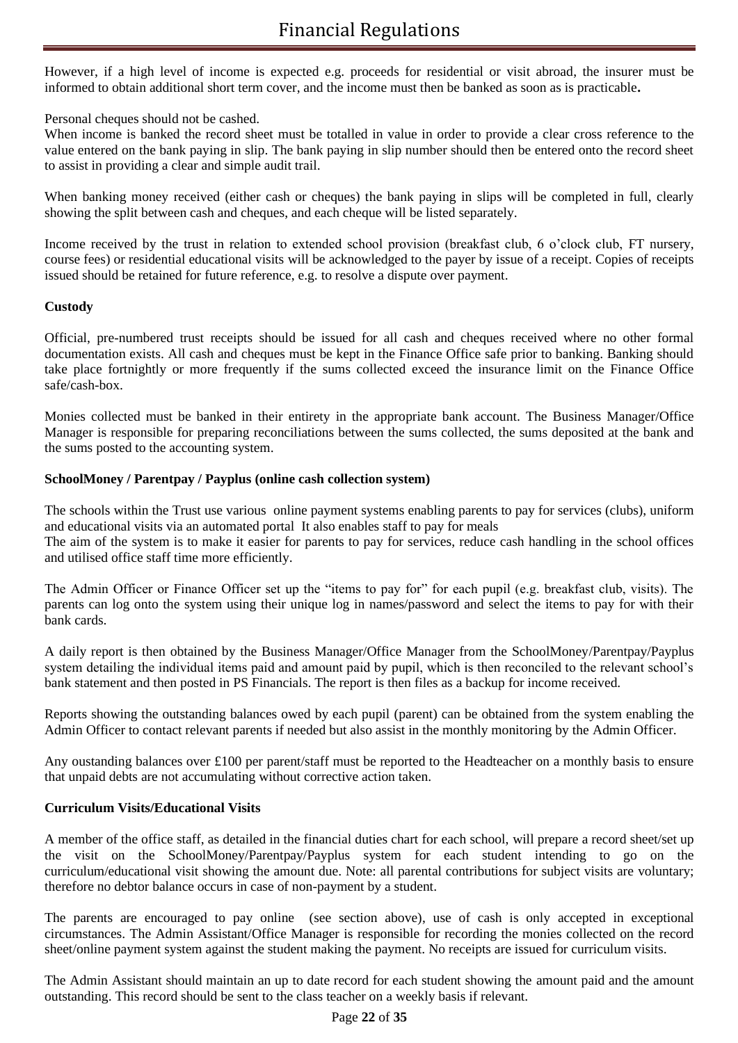However, if a high level of income is expected e.g. proceeds for residential or visit abroad, the insurer must be informed to obtain additional short term cover, and the income must then be banked as soon as is practicable**.**

Personal cheques should not be cashed.
When income is banked the record sheet must be totalled in value in order to provide a clear cross reference to the value entered on the bank paying in slip. The bank paying in slip number should then be entered onto the record sheet to assist in providing a clear and simple audit trail.

When banking money received (either cash or cheques) the bank paying in slips will be completed in full, clearly showing the split between cash and cheques, and each cheque will be listed separately.

Income received by the trust in relation to extended school provision (breakfast club, 6 o'clock club, FT nursery, course fees) or residential educational visits will be acknowledged to the payer by issue of a receipt. Copies of receipts issued should be retained for future reference, e.g. to resolve a dispute over payment.

**Custody**

Official, pre-numbered trust receipts should be issued for all cash and cheques received where no other formal documentation exists. All cash and cheques must be kept in the Finance Office safe prior to banking. Banking should take place fortnightly or more frequently if the sums collected exceed the insurance limit on the Finance Office safe/cash-box.

Monies collected must be banked in their entirety in the appropriate bank account. The Business Manager/Office Manager is responsible for preparing reconciliations between the sums collected, the sums deposited at the bank and the sums posted to the accounting system.

**SchoolMoney / Parentpay / Payplus (online cash collection system)**

The schools within the Trust use various online payment systems enabling parents to pay for services (clubs), uniform and educational visits via an automated portal It also enables staff to pay for meals
The aim of the system is to make it easier for parents to pay for services, reduce cash handling in the school offices and utilised office staff time more efficiently.

The Admin Officer or Finance Officer set up the "items to pay for" for each pupil (e.g. breakfast club, visits). The parents can log onto the system using their unique log in names/password and select the items to pay for with their bank cards.

A daily report is then obtained by the Business Manager/Office Manager from the SchoolMoney/Parentpay/Payplus system detailing the individual items paid and amount paid by pupil, which is then reconciled to the relevant school's bank statement and then posted in PS Financials. The report is then files as a backup for income received.

Reports showing the outstanding balances owed by each pupil (parent) can be obtained from the system enabling the Admin Officer to contact relevant parents if needed but also assist in the monthly monitoring by the Admin Officer.

Any oustanding balances over £100 per parent/staff must be reported to the Headteacher on a monthly basis to ensure that unpaid debts are not accumulating without corrective action taken.

**Curriculum Visits/Educational Visits**

A member of the office staff, as detailed in the financial duties chart for each school, will prepare a record sheet/set up the visit on the SchoolMoney/Parentpay/Payplus system for each student intending to go on the curriculum/educational visit showing the amount due. Note: all parental contributions for subject visits are voluntary; therefore no debtor balance occurs in case of non-payment by a student.

The parents are encouraged to pay online (see section above), use of cash is only accepted in exceptional circumstances. The Admin Assistant/Office Manager is responsible for recording the monies collected on the record sheet/online payment system against the student making the payment. No receipts are issued for curriculum visits.

The Admin Assistant should maintain an up to date record for each student showing the amount paid and the amount outstanding. This record should be sent to the class teacher on a weekly basis if relevant.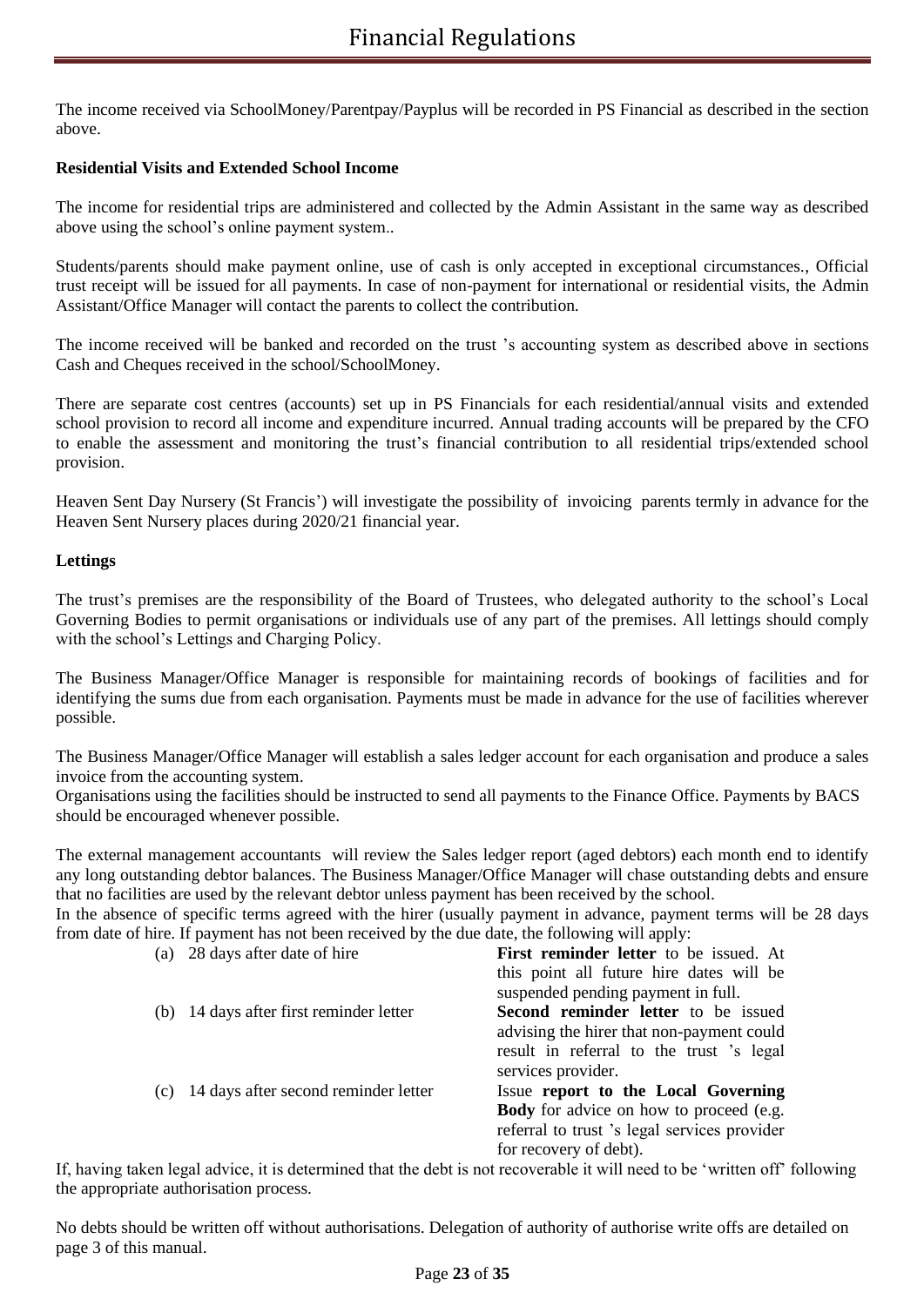The income received via SchoolMoney/Parentpay/Payplus will be recorded in PS Financial as described in the section above.

**Residential Visits and Extended School Income**

The income for residential trips are administered and collected by the Admin Assistant in the same way as described above using the school's online payment system..

Students/parents should make payment online, use of cash is only accepted in exceptional circumstances., Official trust receipt will be issued for all payments. In case of non-payment for international or residential visits, the Admin Assistant/Office Manager will contact the parents to collect the contribution.

The income received will be banked and recorded on the trust 's accounting system as described above in sections Cash and Cheques received in the school/SchoolMoney.

There are separate cost centres (accounts) set up in PS Financials for each residential/annual visits and extended school provision to record all income and expenditure incurred. Annual trading accounts will be prepared by the CFO to enable the assessment and monitoring the trust's financial contribution to all residential trips/extended school provision.

Heaven Sent Day Nursery (St Francis') will investigate the possibility of invoicing parents termly in advance for the Heaven Sent Nursery places during 2020/21 financial year.

**Lettings**

The trust's premises are the responsibility of the Board of Trustees, who delegated authority to the school's Local Governing Bodies to permit organisations or individuals use of any part of the premises. All lettings should comply with the school's Lettings and Charging Policy.

The Business Manager/Office Manager is responsible for maintaining records of bookings of facilities and for identifying the sums due from each organisation. Payments must be made in advance for the use of facilities wherever possible.

The Business Manager/Office Manager will establish a sales ledger account for each organisation and produce a sales invoice from the accounting system.
Organisations using the facilities should be instructed to send all payments to the Finance Office. Payments by BACS should be encouraged whenever possible.

The external management accountants will review the Sales ledger report (aged debtors) each month end to identify any long outstanding debtor balances. The Business Manager/Office Manager will chase outstanding debts and ensure that no facilities are used by the relevant debtor unless payment has been received by the school.
In the absence of specific terms agreed with the hirer (usually payment in advance, payment terms will be 28 days from date of hire. If payment has not been received by the due date, the following will apply:

| | |
|---|---|
| (a) 28 days after date of hire | **First reminder letter** to be issued. At this point all future hire dates will be suspended pending payment in full. |
| (b) 14 days after first reminder letter | **Second reminder letter** to be issued advising the hirer that non-payment could result in referral to the trust 's legal services provider. |
| (c) 14 days after second reminder letter | Issue **report to the Local Governing Body** for advice on how to proceed (e.g. referral to trust 's legal services provider for recovery of debt). |

If, having taken legal advice, it is determined that the debt is not recoverable it will need to be 'written off' following the appropriate authorisation process.

No debts should be written off without authorisations. Delegation of authority of authorise write offs are detailed on page 3 of this manual.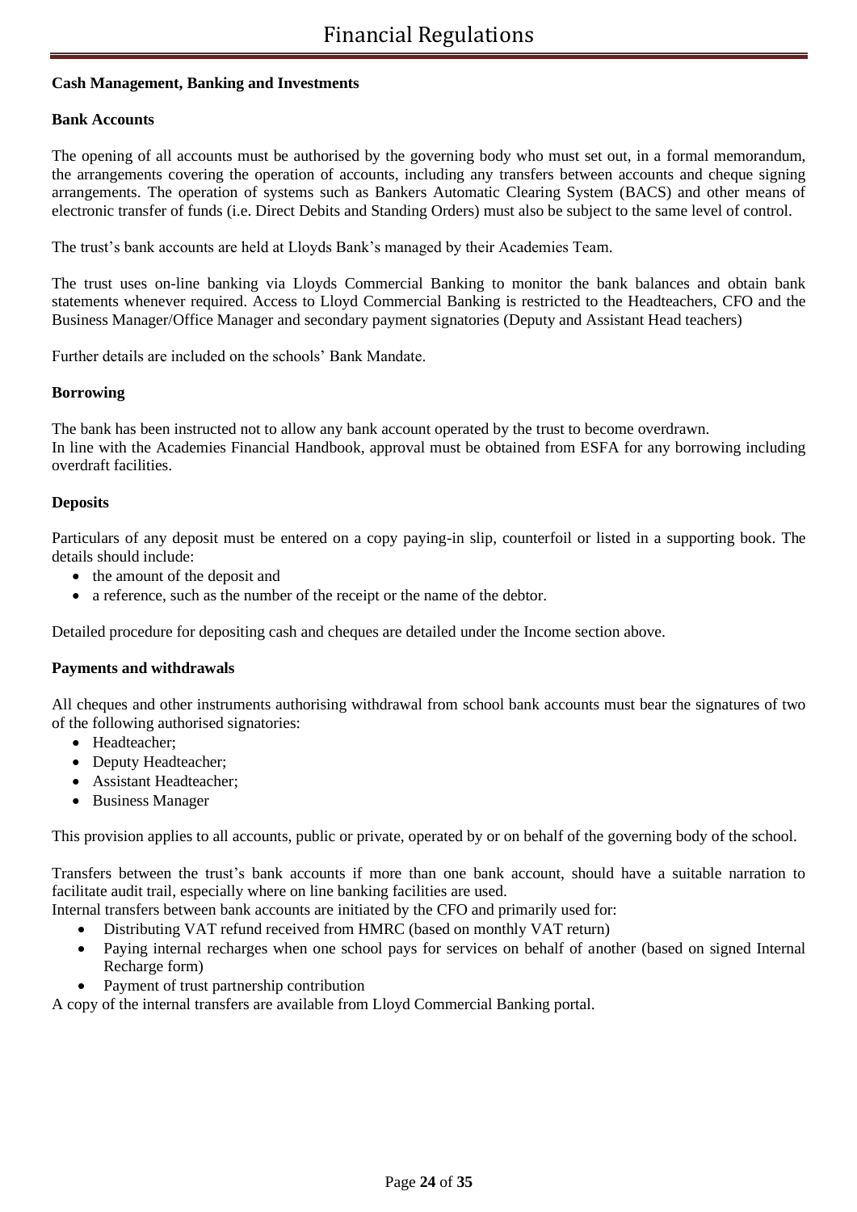### Cash Management, Banking and Investments

#### Bank Accounts

The opening of all accounts must be authorised by the governing body who must set out, in a formal memorandum, the arrangements covering the operation of accounts, including any transfers between accounts and cheque signing arrangements. The operation of systems such as Bankers Automatic Clearing System (BACS) and other means of electronic transfer of funds (i.e. Direct Debits and Standing Orders) must also be subject to the same level of control.

The trust's bank accounts are held at Lloyds Bank's managed by their Academies Team.

The trust uses on-line banking via Lloyds Commercial Banking to monitor the bank balances and obtain bank statements whenever required. Access to Lloyd Commercial Banking is restricted to the Headteachers, CFO and the Business Manager/Office Manager and secondary payment signatories (Deputy and Assistant Head teachers)

Further details are included on the schools' Bank Mandate.

#### Borrowing

The bank has been instructed not to allow any bank account operated by the trust to become overdrawn.
In line with the Academies Financial Handbook, approval must be obtained from ESFA for any borrowing including overdraft facilities.

#### Deposits

Particulars of any deposit must be entered on a copy paying-in slip, counterfoil or listed in a supporting book. The details should include:

- the amount of the deposit and
- a reference, such as the number of the receipt or the name of the debtor.

Detailed procedure for depositing cash and cheques are detailed under the Income section above.

#### Payments and withdrawals

All cheques and other instruments authorising withdrawal from school bank accounts must bear the signatures of two of the following authorised signatories:

- Headteacher;
- Deputy Headteacher;
- Assistant Headteacher;
- Business Manager

This provision applies to all accounts, public or private, operated by or on behalf of the governing body of the school.

Transfers between the trust's bank accounts if more than one bank account, should have a suitable narration to facilitate audit trail, especially where on line banking facilities are used.
Internal transfers between bank accounts are initiated by the CFO and primarily used for:

- Distributing VAT refund received from HMRC (based on monthly VAT return)
- Paying internal recharges when one school pays for services on behalf of another (based on signed Internal Recharge form)
- Payment of trust partnership contribution

A copy of the internal transfers are available from Lloyd Commercial Banking portal.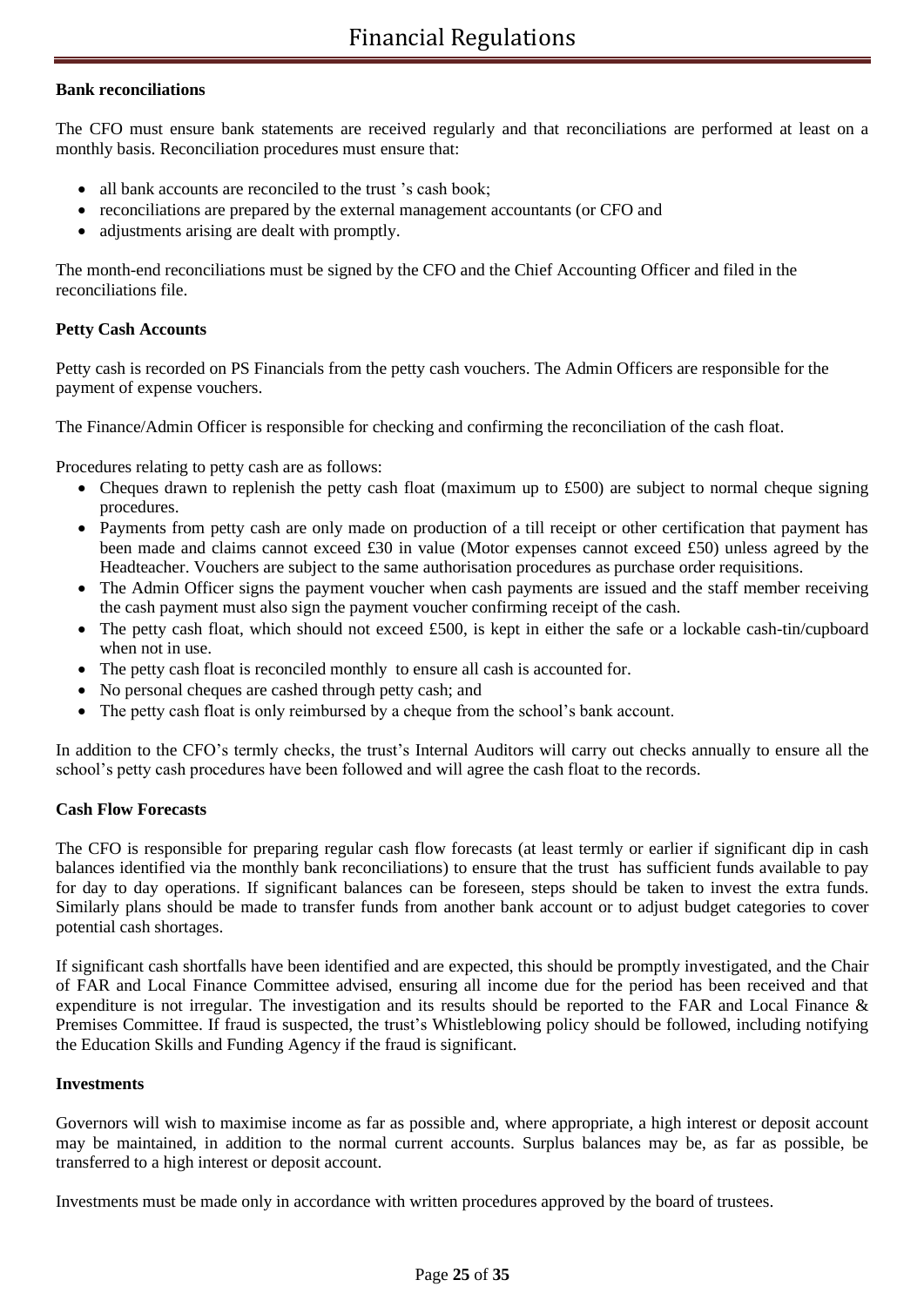### Bank reconciliations

The CFO must ensure bank statements are received regularly and that reconciliations are performed at least on a monthly basis. Reconciliation procedures must ensure that:

- all bank accounts are reconciled to the trust 's cash book;
- reconciliations are prepared by the external management accountants (or CFO and
- adjustments arising are dealt with promptly.

The month-end reconciliations must be signed by the CFO and the Chief Accounting Officer and filed in the reconciliations file.

### Petty Cash Accounts

Petty cash is recorded on PS Financials from the petty cash vouchers. The Admin Officers are responsible for the payment of expense vouchers.

The Finance/Admin Officer is responsible for checking and confirming the reconciliation of the cash float.

Procedures relating to petty cash are as follows:

- Cheques drawn to replenish the petty cash float (maximum up to £500) are subject to normal cheque signing procedures.
- Payments from petty cash are only made on production of a till receipt or other certification that payment has been made and claims cannot exceed £30 in value (Motor expenses cannot exceed £50) unless agreed by the Headteacher. Vouchers are subject to the same authorisation procedures as purchase order requisitions.
- The Admin Officer signs the payment voucher when cash payments are issued and the staff member receiving the cash payment must also sign the payment voucher confirming receipt of the cash.
- The petty cash float, which should not exceed £500, is kept in either the safe or a lockable cash-tin/cupboard when not in use.
- The petty cash float is reconciled monthly to ensure all cash is accounted for.
- No personal cheques are cashed through petty cash; and
- The petty cash float is only reimbursed by a cheque from the school's bank account.

In addition to the CFO's termly checks, the trust's Internal Auditors will carry out checks annually to ensure all the school's petty cash procedures have been followed and will agree the cash float to the records.

### Cash Flow Forecasts

The CFO is responsible for preparing regular cash flow forecasts (at least termly or earlier if significant dip in cash balances identified via the monthly bank reconciliations) to ensure that the trust has sufficient funds available to pay for day to day operations. If significant balances can be foreseen, steps should be taken to invest the extra funds. Similarly plans should be made to transfer funds from another bank account or to adjust budget categories to cover potential cash shortages.

If significant cash shortfalls have been identified and are expected, this should be promptly investigated, and the Chair of FAR and Local Finance Committee advised, ensuring all income due for the period has been received and that expenditure is not irregular. The investigation and its results should be reported to the FAR and Local Finance & Premises Committee. If fraud is suspected, the trust's Whistleblowing policy should be followed, including notifying the Education Skills and Funding Agency if the fraud is significant.

### Investments

Governors will wish to maximise income as far as possible and, where appropriate, a high interest or deposit account may be maintained, in addition to the normal current accounts. Surplus balances may be, as far as possible, be transferred to a high interest or deposit account.

Investments must be made only in accordance with written procedures approved by the board of trustees.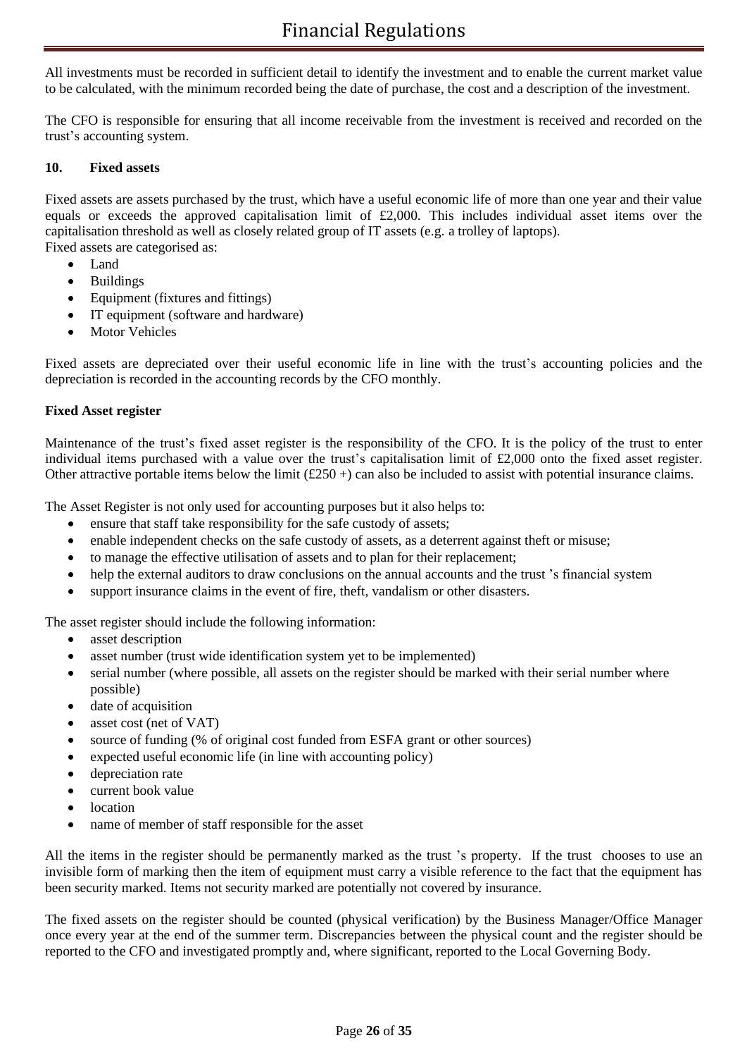All investments must be recorded in sufficient detail to identify the investment and to enable the current market value to be calculated, with the minimum recorded being the date of purchase, the cost and a description of the investment.

The CFO is responsible for ensuring that all income receivable from the investment is received and recorded on the trust's accounting system.

## 10. Fixed assets

Fixed assets are assets purchased by the trust, which have a useful economic life of more than one year and their value equals or exceeds the approved capitalisation limit of £2,000. This includes individual asset items over the capitalisation threshold as well as closely related group of IT assets (e.g. a trolley of laptops).
Fixed assets are categorised as:

- Land
- Buildings
- Equipment (fixtures and fittings)
- IT equipment (software and hardware)
- Motor Vehicles

Fixed assets are depreciated over their useful economic life in line with the trust's accounting policies and the depreciation is recorded in the accounting records by the CFO monthly.

### Fixed Asset register

Maintenance of the trust's fixed asset register is the responsibility of the CFO. It is the policy of the trust to enter individual items purchased with a value over the trust's capitalisation limit of £2,000 onto the fixed asset register. Other attractive portable items below the limit (£250 +) can also be included to assist with potential insurance claims.

The Asset Register is not only used for accounting purposes but it also helps to:

- ensure that staff take responsibility for the safe custody of assets;
- enable independent checks on the safe custody of assets, as a deterrent against theft or misuse;
- to manage the effective utilisation of assets and to plan for their replacement;
- help the external auditors to draw conclusions on the annual accounts and the trust 's financial system
- support insurance claims in the event of fire, theft, vandalism or other disasters.

The asset register should include the following information:

- asset description
- asset number (trust wide identification system yet to be implemented)
- serial number (where possible, all assets on the register should be marked with their serial number where possible)
- date of acquisition
- asset cost (net of VAT)
- source of funding (% of original cost funded from ESFA grant or other sources)
- expected useful economic life (in line with accounting policy)
- depreciation rate
- current book value
- location
- name of member of staff responsible for the asset

All the items in the register should be permanently marked as the trust 's property. If the trust chooses to use an invisible form of marking then the item of equipment must carry a visible reference to the fact that the equipment has been security marked. Items not security marked are potentially not covered by insurance.

The fixed assets on the register should be counted (physical verification) by the Business Manager/Office Manager once every year at the end of the summer term. Discrepancies between the physical count and the register should be reported to the CFO and investigated promptly and, where significant, reported to the Local Governing Body.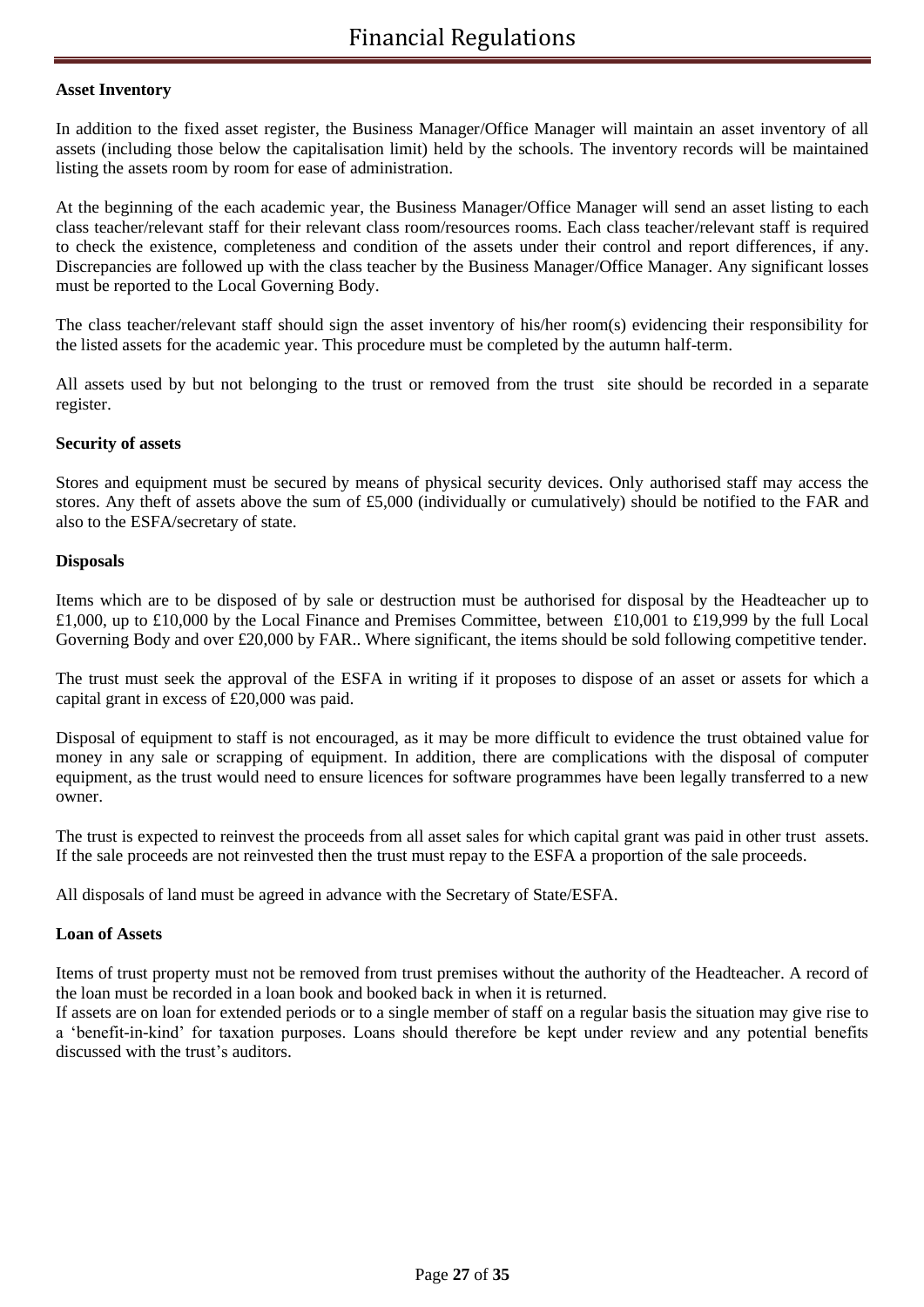**Asset Inventory**

In addition to the fixed asset register, the Business Manager/Office Manager will maintain an asset inventory of all assets (including those below the capitalisation limit) held by the schools. The inventory records will be maintained listing the assets room by room for ease of administration.

At the beginning of the each academic year, the Business Manager/Office Manager will send an asset listing to each class teacher/relevant staff for their relevant class room/resources rooms. Each class teacher/relevant staff is required to check the existence, completeness and condition of the assets under their control and report differences, if any. Discrepancies are followed up with the class teacher by the Business Manager/Office Manager. Any significant losses must be reported to the Local Governing Body.

The class teacher/relevant staff should sign the asset inventory of his/her room(s) evidencing their responsibility for the listed assets for the academic year. This procedure must be completed by the autumn half-term.

All assets used by but not belonging to the trust or removed from the trust site should be recorded in a separate register.

**Security of assets**

Stores and equipment must be secured by means of physical security devices. Only authorised staff may access the stores. Any theft of assets above the sum of £5,000 (individually or cumulatively) should be notified to the FAR and also to the ESFA/secretary of state.

**Disposals**

Items which are to be disposed of by sale or destruction must be authorised for disposal by the Headteacher up to £1,000, up to £10,000 by the Local Finance and Premises Committee, between £10,001 to £19,999 by the full Local Governing Body and over £20,000 by FAR.. Where significant, the items should be sold following competitive tender.

The trust must seek the approval of the ESFA in writing if it proposes to dispose of an asset or assets for which a capital grant in excess of £20,000 was paid.

Disposal of equipment to staff is not encouraged, as it may be more difficult to evidence the trust obtained value for money in any sale or scrapping of equipment. In addition, there are complications with the disposal of computer equipment, as the trust would need to ensure licences for software programmes have been legally transferred to a new owner.

The trust is expected to reinvest the proceeds from all asset sales for which capital grant was paid in other trust assets. If the sale proceeds are not reinvested then the trust must repay to the ESFA a proportion of the sale proceeds.

All disposals of land must be agreed in advance with the Secretary of State/ESFA.

**Loan of Assets**

Items of trust property must not be removed from trust premises without the authority of the Headteacher. A record of the loan must be recorded in a loan book and booked back in when it is returned.
If assets are on loan for extended periods or to a single member of staff on a regular basis the situation may give rise to a 'benefit-in-kind' for taxation purposes. Loans should therefore be kept under review and any potential benefits discussed with the trust's auditors.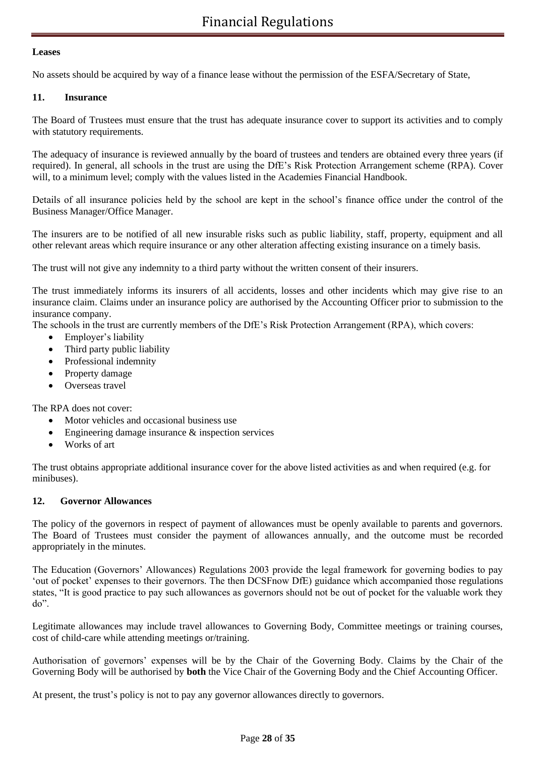**Leases**

No assets should be acquired by way of a finance lease without the permission of the ESFA/Secretary of State,

## 11. Insurance

The Board of Trustees must ensure that the trust has adequate insurance cover to support its activities and to comply with statutory requirements.

The adequacy of insurance is reviewed annually by the board of trustees and tenders are obtained every three years (if required). In general, all schools in the trust are using the DfE's Risk Protection Arrangement scheme (RPA). Cover will, to a minimum level; comply with the values listed in the Academies Financial Handbook.

Details of all insurance policies held by the school are kept in the school's finance office under the control of the Business Manager/Office Manager.

The insurers are to be notified of all new insurable risks such as public liability, staff, property, equipment and all other relevant areas which require insurance or any other alteration affecting existing insurance on a timely basis.

The trust will not give any indemnity to a third party without the written consent of their insurers.

The trust immediately informs its insurers of all accidents, losses and other incidents which may give rise to an insurance claim. Claims under an insurance policy are authorised by the Accounting Officer prior to submission to the insurance company.

The schools in the trust are currently members of the DfE's Risk Protection Arrangement (RPA), which covers:

- Employer's liability
- Third party public liability
- Professional indemnity
- Property damage
- Overseas travel

The RPA does not cover:

- Motor vehicles and occasional business use
- Engineering damage insurance & inspection services
- Works of art

The trust obtains appropriate additional insurance cover for the above listed activities as and when required (e.g. for minibuses).

## 12. Governor Allowances

The policy of the governors in respect of payment of allowances must be openly available to parents and governors. The Board of Trustees must consider the payment of allowances annually, and the outcome must be recorded appropriately in the minutes.

The Education (Governors' Allowances) Regulations 2003 provide the legal framework for governing bodies to pay 'out of pocket' expenses to their governors. The then DCSFnow DfE) guidance which accompanied those regulations states, "It is good practice to pay such allowances as governors should not be out of pocket for the valuable work they do".

Legitimate allowances may include travel allowances to Governing Body, Committee meetings or training courses, cost of child-care while attending meetings or/training.

Authorisation of governors' expenses will be by the Chair of the Governing Body. Claims by the Chair of the Governing Body will be authorised by **both** the Vice Chair of the Governing Body and the Chief Accounting Officer.

At present, the trust's policy is not to pay any governor allowances directly to governors.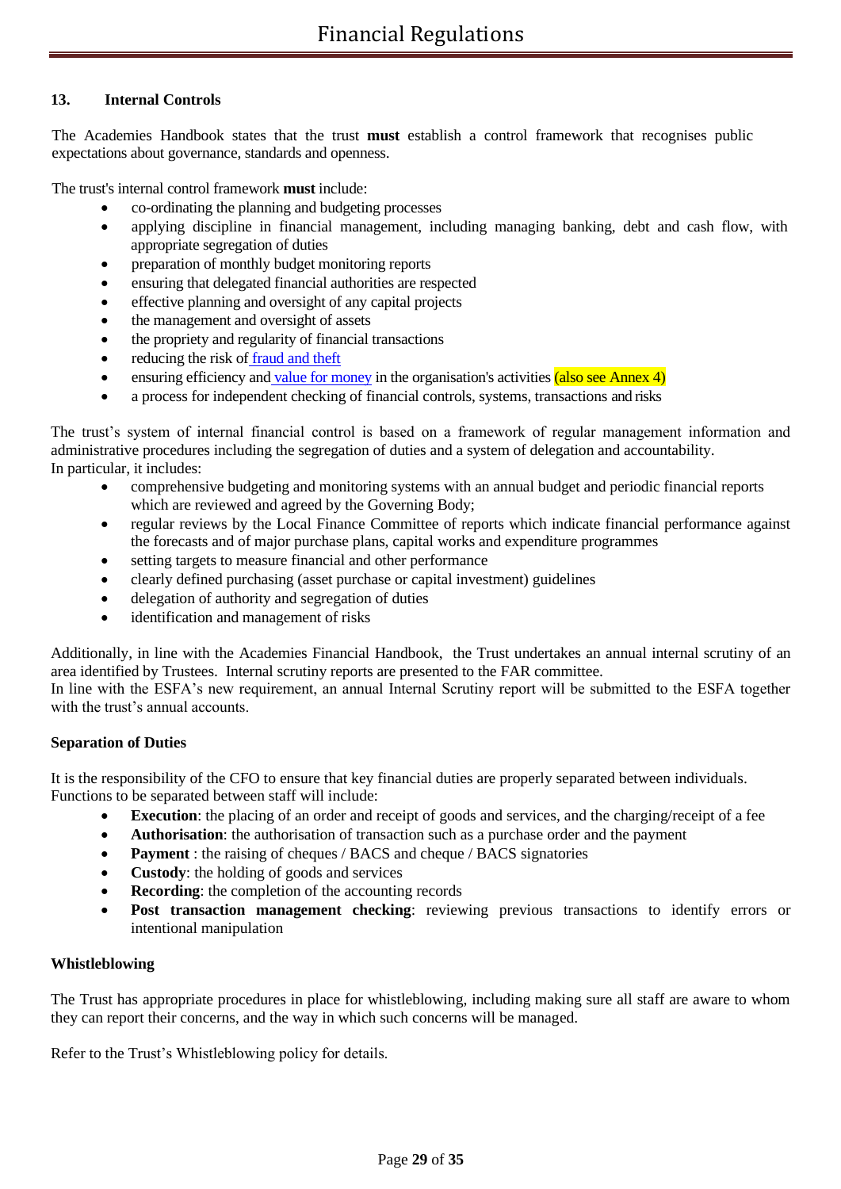## 13. Internal Controls

The Academies Handbook states that the trust **must** establish a control framework that recognises public expectations about governance, standards and openness.

The trust's internal control framework **must** include:

- co-ordinating the planning and budgeting processes
- applying discipline in financial management, including managing banking, debt and cash flow, with appropriate segregation of duties
- preparation of monthly budget monitoring reports
- ensuring that delegated financial authorities are respected
- effective planning and oversight of any capital projects
- the management and oversight of assets
- the propriety and regularity of financial transactions
- reducing the risk of fraud and theft
- ensuring efficiency and value for money in the organisation's activities (also see Annex 4)
- a process for independent checking of financial controls, systems, transactions and risks

The trust's system of internal financial control is based on a framework of regular management information and administrative procedures including the segregation of duties and a system of delegation and accountability.
In particular, it includes:

- comprehensive budgeting and monitoring systems with an annual budget and periodic financial reports which are reviewed and agreed by the Governing Body;
- regular reviews by the Local Finance Committee of reports which indicate financial performance against the forecasts and of major purchase plans, capital works and expenditure programmes
- setting targets to measure financial and other performance
- clearly defined purchasing (asset purchase or capital investment) guidelines
- delegation of authority and segregation of duties
- identification and management of risks

Additionally, in line with the Academies Financial Handbook, the Trust undertakes an annual internal scrutiny of an area identified by Trustees. Internal scrutiny reports are presented to the FAR committee.
In line with the ESFA's new requirement, an annual Internal Scrutiny report will be submitted to the ESFA together with the trust's annual accounts.

**Separation of Duties**

It is the responsibility of the CFO to ensure that key financial duties are properly separated between individuals.
Functions to be separated between staff will include:

- **Execution**: the placing of an order and receipt of goods and services, and the charging/receipt of a fee
- **Authorisation**: the authorisation of transaction such as a purchase order and the payment
- **Payment** : the raising of cheques / BACS and cheque / BACS signatories
- **Custody**: the holding of goods and services
- **Recording**: the completion of the accounting records
- **Post transaction management checking**: reviewing previous transactions to identify errors or intentional manipulation

**Whistleblowing**

The Trust has appropriate procedures in place for whistleblowing, including making sure all staff are aware to whom they can report their concerns, and the way in which such concerns will be managed.

Refer to the Trust's Whistleblowing policy for details.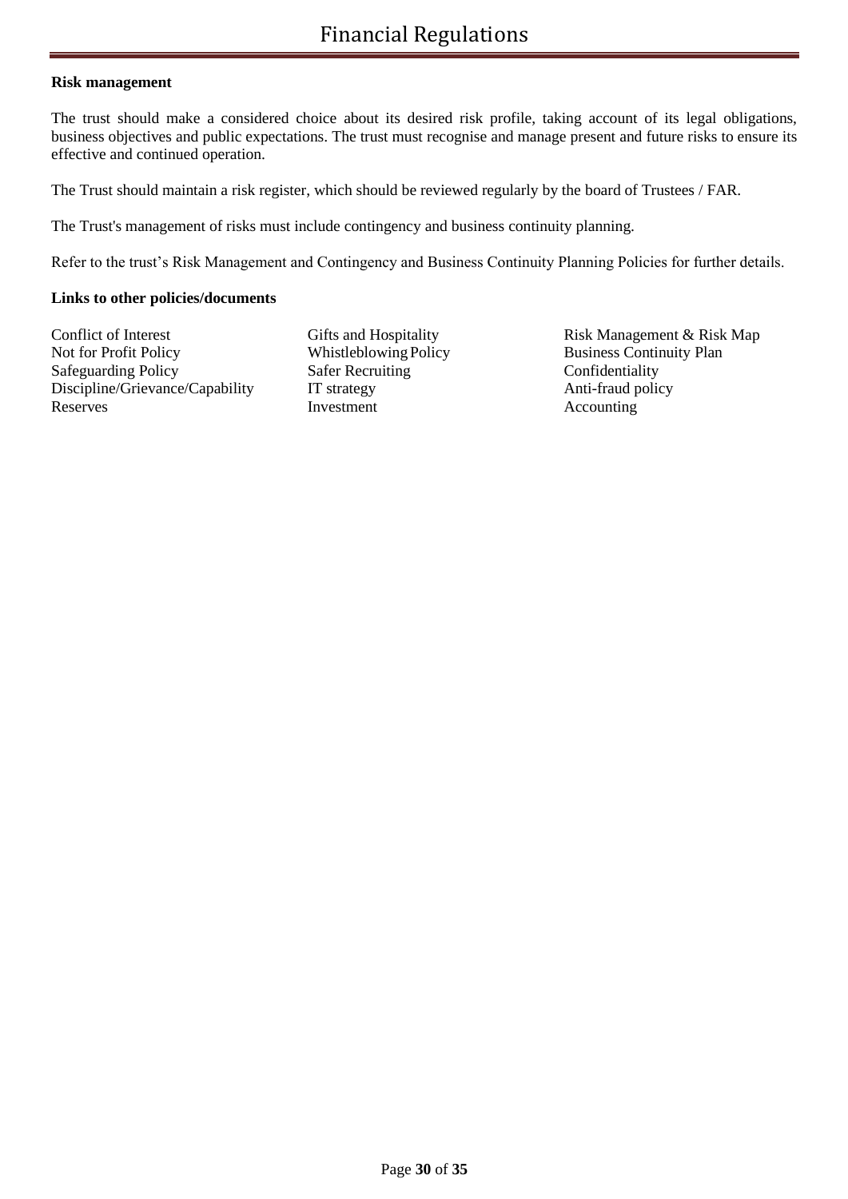**Risk management**

The trust should make a considered choice about its desired risk profile, taking account of its legal obligations, business objectives and public expectations. The trust must recognise and manage present and future risks to ensure its effective and continued operation.

The Trust should maintain a risk register, which should be reviewed regularly by the board of Trustees / FAR.

The Trust's management of risks must include contingency and business continuity planning.

Refer to the trust's Risk Management and Contingency and Business Continuity Planning Policies for further details.

**Links to other policies/documents**

| | | |
|---|---|---|
| Conflict of Interest | Gifts and Hospitality | Risk Management & Risk Map |
| Not for Profit Policy | Whistleblowing Policy | Business Continuity Plan |
| Safeguarding Policy | Safer Recruiting | Confidentiality |
| Discipline/Grievance/Capability | IT strategy | Anti-fraud policy |
| Reserves | Investment | Accounting |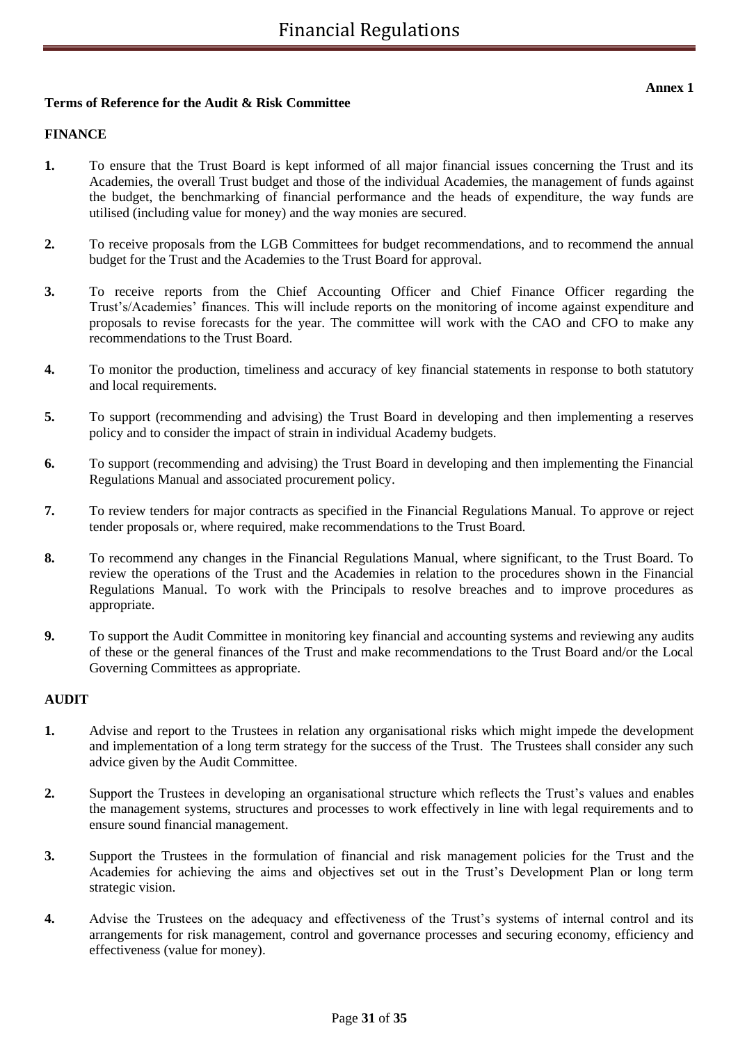**Annex 1**

**Terms of Reference for the Audit & Risk Committee**

**FINANCE**

**1.** To ensure that the Trust Board is kept informed of all major financial issues concerning the Trust and its Academies, the overall Trust budget and those of the individual Academies, the management of funds against the budget, the benchmarking of financial performance and the heads of expenditure, the way funds are utilised (including value for money) and the way monies are secured.

**2.** To receive proposals from the LGB Committees for budget recommendations, and to recommend the annual budget for the Trust and the Academies to the Trust Board for approval.

**3.** To receive reports from the Chief Accounting Officer and Chief Finance Officer regarding the Trust's/Academies' finances. This will include reports on the monitoring of income against expenditure and proposals to revise forecasts for the year. The committee will work with the CAO and CFO to make any recommendations to the Trust Board.

**4.** To monitor the production, timeliness and accuracy of key financial statements in response to both statutory and local requirements.

**5.** To support (recommending and advising) the Trust Board in developing and then implementing a reserves policy and to consider the impact of strain in individual Academy budgets.

**6.** To support (recommending and advising) the Trust Board in developing and then implementing the Financial Regulations Manual and associated procurement policy.

**7.** To review tenders for major contracts as specified in the Financial Regulations Manual. To approve or reject tender proposals or, where required, make recommendations to the Trust Board.

**8.** To recommend any changes in the Financial Regulations Manual, where significant, to the Trust Board. To review the operations of the Trust and the Academies in relation to the procedures shown in the Financial Regulations Manual. To work with the Principals to resolve breaches and to improve procedures as appropriate.

**9.** To support the Audit Committee in monitoring key financial and accounting systems and reviewing any audits of these or the general finances of the Trust and make recommendations to the Trust Board and/or the Local Governing Committees as appropriate.

**AUDIT**

**1.** Advise and report to the Trustees in relation any organisational risks which might impede the development and implementation of a long term strategy for the success of the Trust. The Trustees shall consider any such advice given by the Audit Committee.

**2.** Support the Trustees in developing an organisational structure which reflects the Trust's values and enables the management systems, structures and processes to work effectively in line with legal requirements and to ensure sound financial management.

**3.** Support the Trustees in the formulation of financial and risk management policies for the Trust and the Academies for achieving the aims and objectives set out in the Trust's Development Plan or long term strategic vision.

**4.** Advise the Trustees on the adequacy and effectiveness of the Trust's systems of internal control and its arrangements for risk management, control and governance processes and securing economy, efficiency and effectiveness (value for money).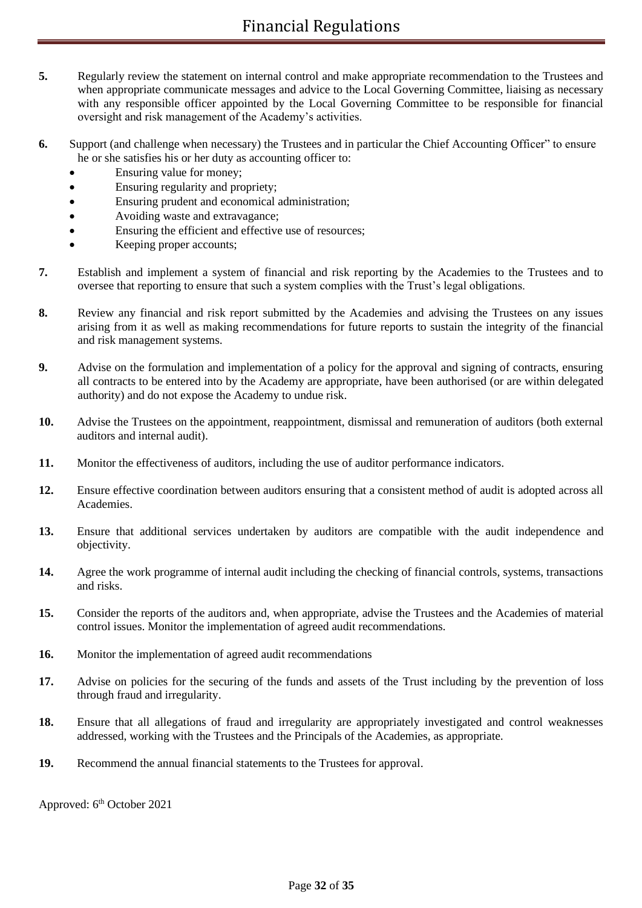**5.** Regularly review the statement on internal control and make appropriate recommendation to the Trustees and when appropriate communicate messages and advice to the Local Governing Committee, liaising as necessary with any responsible officer appointed by the Local Governing Committee to be responsible for financial oversight and risk management of the Academy's activities.

**6.** Support (and challenge when necessary) the Trustees and in particular the Chief Accounting Officer" to ensure he or she satisfies his or her duty as accounting officer to:

- Ensuring value for money;
- Ensuring regularity and propriety;
- Ensuring prudent and economical administration;
- Avoiding waste and extravagance;
- Ensuring the efficient and effective use of resources;
- Keeping proper accounts;

**7.** Establish and implement a system of financial and risk reporting by the Academies to the Trustees and to oversee that reporting to ensure that such a system complies with the Trust's legal obligations.

**8.** Review any financial and risk report submitted by the Academies and advising the Trustees on any issues arising from it as well as making recommendations for future reports to sustain the integrity of the financial and risk management systems.

**9.** Advise on the formulation and implementation of a policy for the approval and signing of contracts, ensuring all contracts to be entered into by the Academy are appropriate, have been authorised (or are within delegated authority) and do not expose the Academy to undue risk.

**10.** Advise the Trustees on the appointment, reappointment, dismissal and remuneration of auditors (both external auditors and internal audit).

**11.** Monitor the effectiveness of auditors, including the use of auditor performance indicators.

**12.** Ensure effective coordination between auditors ensuring that a consistent method of audit is adopted across all Academies.

**13.** Ensure that additional services undertaken by auditors are compatible with the audit independence and objectivity.

**14.** Agree the work programme of internal audit including the checking of financial controls, systems, transactions and risks.

**15.** Consider the reports of the auditors and, when appropriate, advise the Trustees and the Academies of material control issues. Monitor the implementation of agreed audit recommendations.

**16.** Monitor the implementation of agreed audit recommendations

**17.** Advise on policies for the securing of the funds and assets of the Trust including by the prevention of loss through fraud and irregularity.

**18.** Ensure that all allegations of fraud and irregularity are appropriately investigated and control weaknesses addressed, working with the Trustees and the Principals of the Academies, as appropriate.

**19.** Recommend the annual financial statements to the Trustees for approval.

Approved: 6th October 2021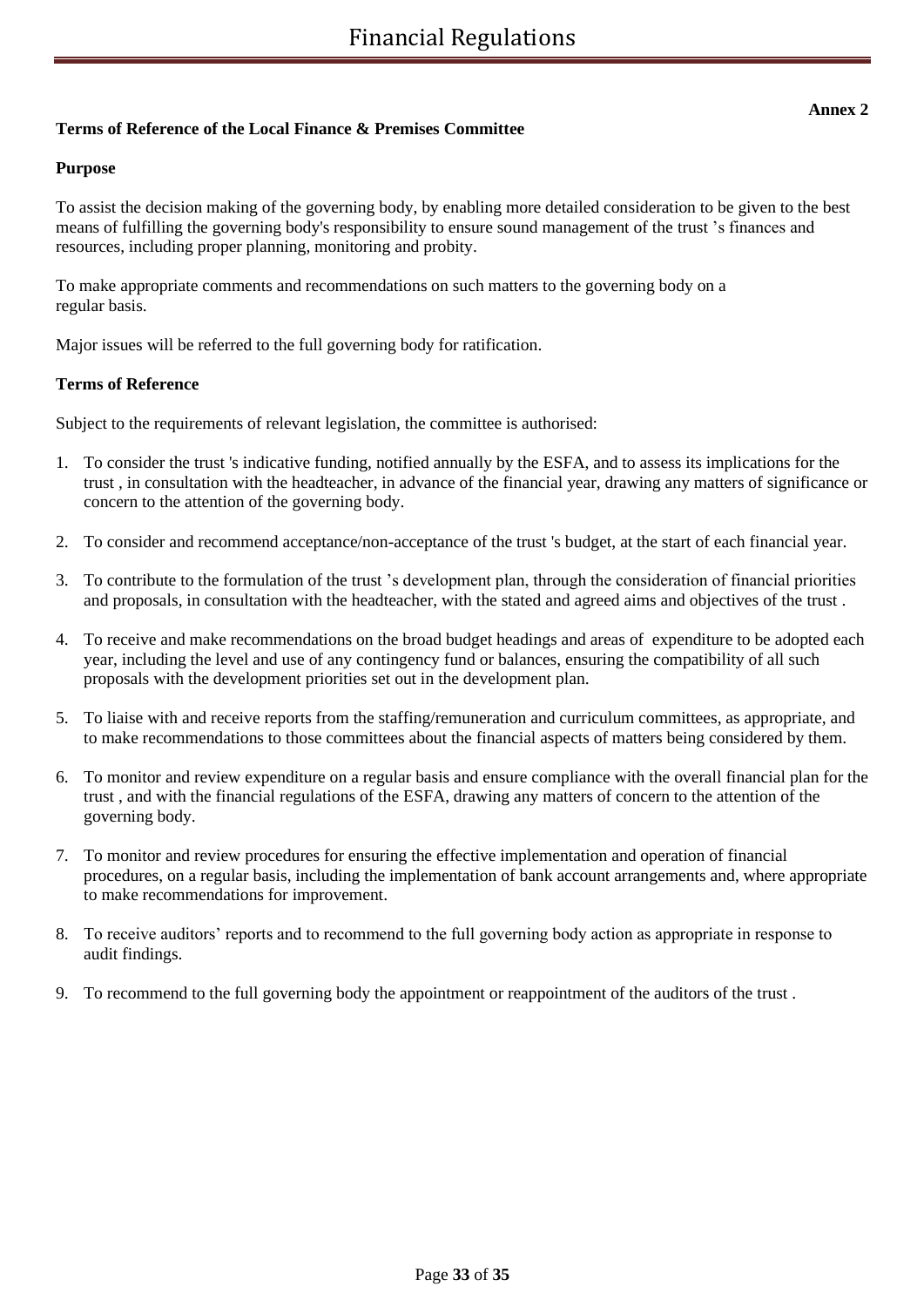**Annex 2**

**Terms of Reference of the Local Finance & Premises Committee**

**Purpose**

To assist the decision making of the governing body, by enabling more detailed consideration to be given to the best means of fulfilling the governing body's responsibility to ensure sound management of the trust 's finances and resources, including proper planning, monitoring and probity.

To make appropriate comments and recommendations on such matters to the governing body on a regular basis.

Major issues will be referred to the full governing body for ratification.

**Terms of Reference**

Subject to the requirements of relevant legislation, the committee is authorised:

1. To consider the trust 's indicative funding, notified annually by the ESFA, and to assess its implications for the trust , in consultation with the headteacher, in advance of the financial year, drawing any matters of significance or concern to the attention of the governing body.
2. To consider and recommend acceptance/non-acceptance of the trust 's budget, at the start of each financial year.
3. To contribute to the formulation of the trust 's development plan, through the consideration of financial priorities and proposals, in consultation with the headteacher, with the stated and agreed aims and objectives of the trust .
4. To receive and make recommendations on the broad budget headings and areas of expenditure to be adopted each year, including the level and use of any contingency fund or balances, ensuring the compatibility of all such proposals with the development priorities set out in the development plan.
5. To liaise with and receive reports from the staffing/remuneration and curriculum committees, as appropriate, and to make recommendations to those committees about the financial aspects of matters being considered by them.
6. To monitor and review expenditure on a regular basis and ensure compliance with the overall financial plan for the trust , and with the financial regulations of the ESFA, drawing any matters of concern to the attention of the governing body.
7. To monitor and review procedures for ensuring the effective implementation and operation of financial procedures, on a regular basis, including the implementation of bank account arrangements and, where appropriate to make recommendations for improvement.
8. To receive auditors' reports and to recommend to the full governing body action as appropriate in response to audit findings.
9. To recommend to the full governing body the appointment or reappointment of the auditors of the trust .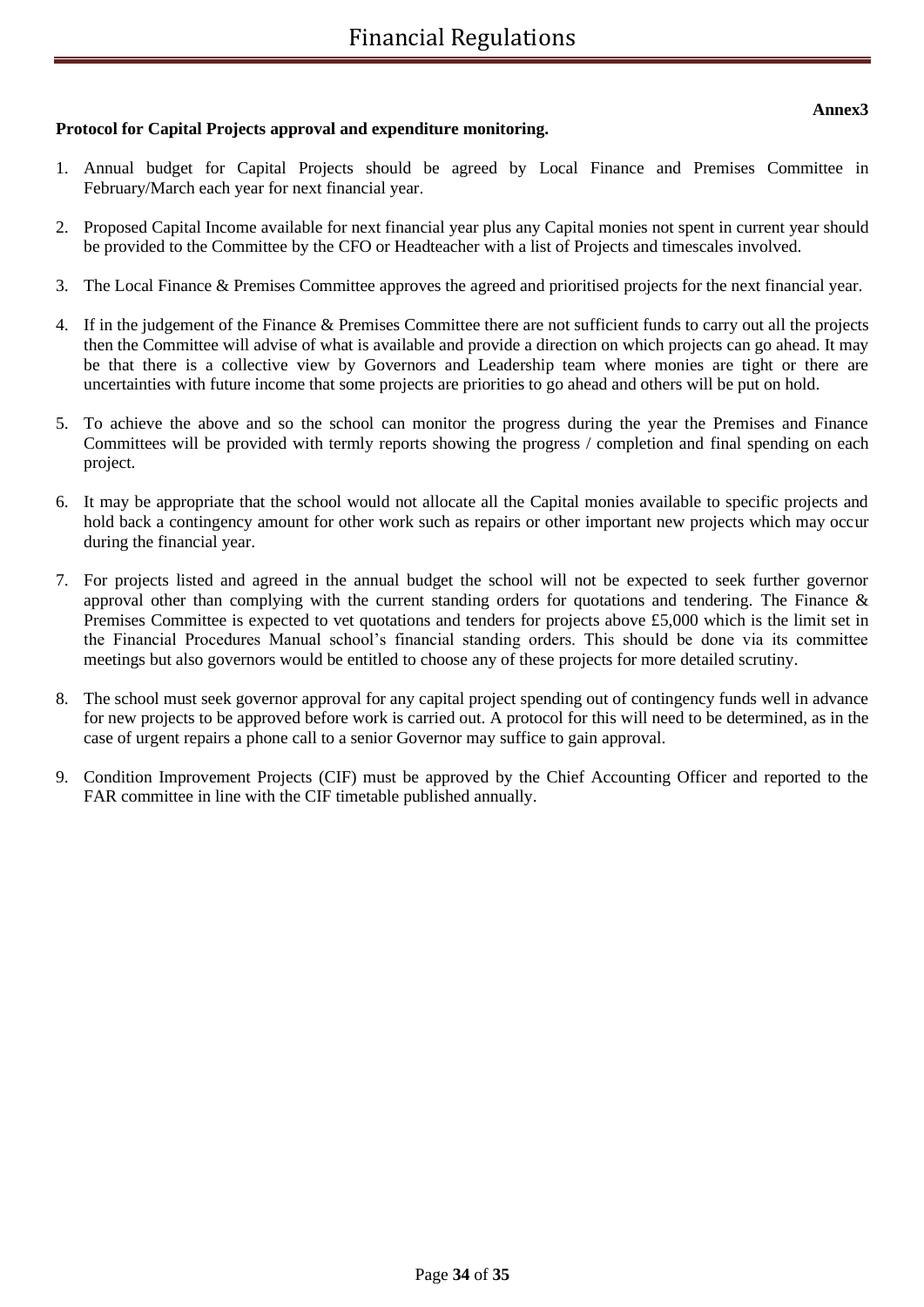**Annex3**

**Protocol for Capital Projects approval and expenditure monitoring.**

1. Annual budget for Capital Projects should be agreed by Local Finance and Premises Committee in February/March each year for next financial year.

2. Proposed Capital Income available for next financial year plus any Capital monies not spent in current year should be provided to the Committee by the CFO or Headteacher with a list of Projects and timescales involved.

3. The Local Finance & Premises Committee approves the agreed and prioritised projects for the next financial year.

4. If in the judgement of the Finance & Premises Committee there are not sufficient funds to carry out all the projects then the Committee will advise of what is available and provide a direction on which projects can go ahead. It may be that there is a collective view by Governors and Leadership team where monies are tight or there are uncertainties with future income that some projects are priorities to go ahead and others will be put on hold.

5. To achieve the above and so the school can monitor the progress during the year the Premises and Finance Committees will be provided with termly reports showing the progress / completion and final spending on each project.

6. It may be appropriate that the school would not allocate all the Capital monies available to specific projects and hold back a contingency amount for other work such as repairs or other important new projects which may occur during the financial year.

7. For projects listed and agreed in the annual budget the school will not be expected to seek further governor approval other than complying with the current standing orders for quotations and tendering. The Finance & Premises Committee is expected to vet quotations and tenders for projects above £5,000 which is the limit set in the Financial Procedures Manual school's financial standing orders. This should be done via its committee meetings but also governors would be entitled to choose any of these projects for more detailed scrutiny.

8. The school must seek governor approval for any capital project spending out of contingency funds well in advance for new projects to be approved before work is carried out. A protocol for this will need to be determined, as in the case of urgent repairs a phone call to a senior Governor may suffice to gain approval.

9. Condition Improvement Projects (CIF) must be approved by the Chief Accounting Officer and reported to the FAR committee in line with the CIF timetable published annually.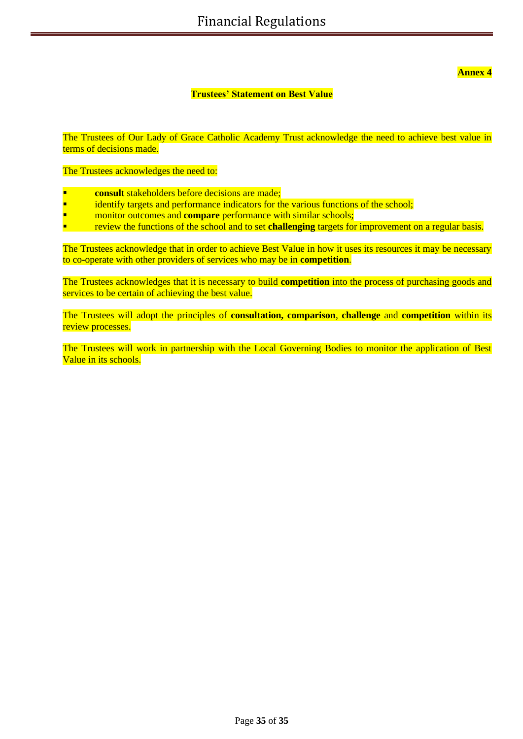**Annex 4**

**Trustees' Statement on Best Value**

The Trustees of Our Lady of Grace Catholic Academy Trust acknowledge the need to achieve best value in terms of decisions made.

The Trustees acknowledges the need to:

- **consult** stakeholders before decisions are made;
- identify targets and performance indicators for the various functions of the school;
- monitor outcomes and **compare** performance with similar schools;
- review the functions of the school and to set **challenging** targets for improvement on a regular basis.

The Trustees acknowledge that in order to achieve Best Value in how it uses its resources it may be necessary to co-operate with other providers of services who may be in **competition**.

The Trustees acknowledges that it is necessary to build **competition** into the process of purchasing goods and services to be certain of achieving the best value.

The Trustees will adopt the principles of **consultation, comparison**, **challenge** and **competition** within its review processes.

The Trustees will work in partnership with the Local Governing Bodies to monitor the application of Best Value in its schools.